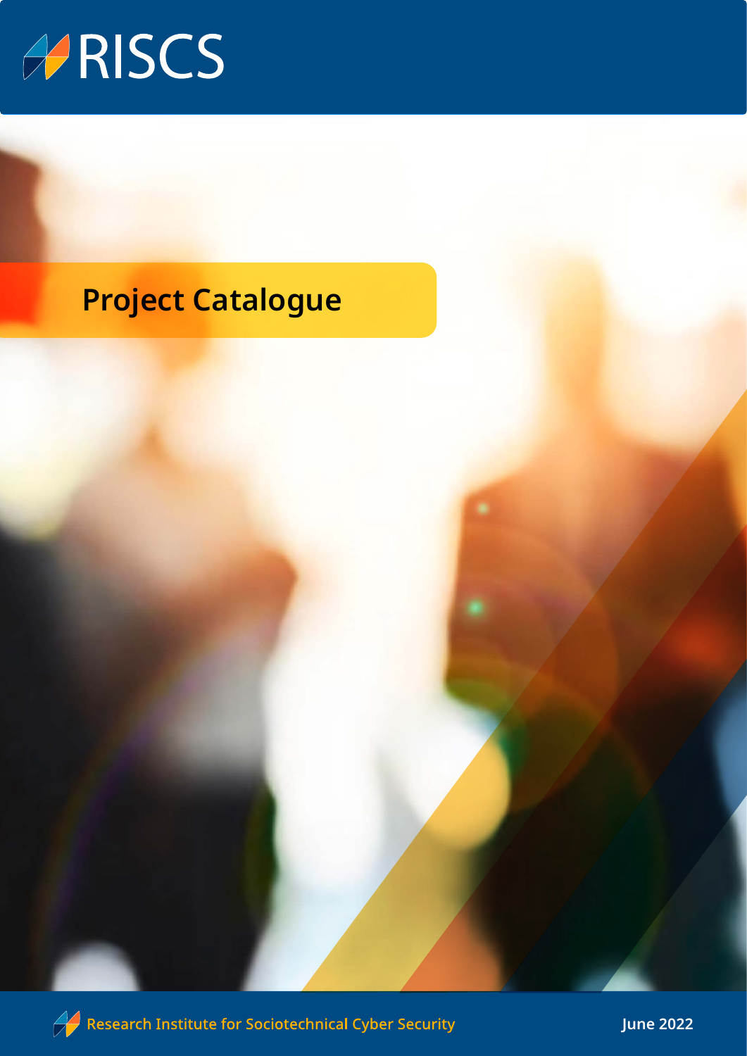# RISCS

## Project Catalogue

Research Institute for Sociotechnical Cyber Security

June 2022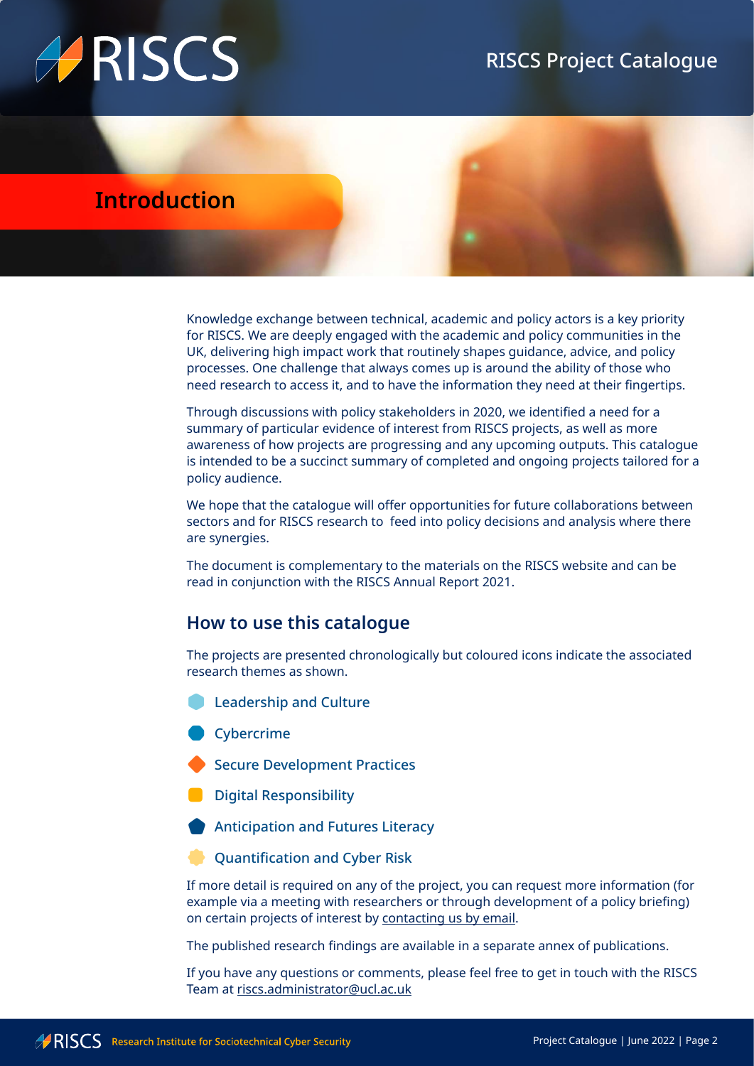# Introduction

Knowledge exchange between technical, academic and policy actors is a key priority for RISCS. We are deeply engaged with the academic and policy communities in the UK, delivering high impact work that routinely shapes guidance, advice, and policy processes. One challenge that always comes up is around the ability of those who need research to access it, and to have the information they need at their fingertips.

Through discussions with policy stakeholders in 2020, we identified a need for a summary of particular evidence of interest from RISCS projects, as well as more awareness of how projects are progressing and any upcoming outputs. This catalogue is intended to be a succinct summary of completed and ongoing projects tailored for a policy audience.

We hope that the catalogue will offer opportunities for future collaborations between sectors and for RISCS research to feed into policy decisions and analysis where there are synergies.

The document is complementary to the materials on the RISCS website and can be read in conjunction with the RISCS Annual Report 2021.

## How to use this catalogue

The projects are presented chronologically but coloured icons indicate the associated research themes as shown.

- Leadership and Culture
- Cybercrime
- Secure Development Practices
- Digital Responsibility
- Anticipation and Futures Literacy
- Quantification and Cyber Risk

If more detail is required on any of the project, you can request more information (for example via a meeting with researchers or through development of a policy briefing) on certain projects of interest by contacting us by email.

The published research findings are available in a separate annex of publications.

If you have any questions or comments, please feel free to get in touch with the RISCS Team at riscs.administrator@ucl.ac.uk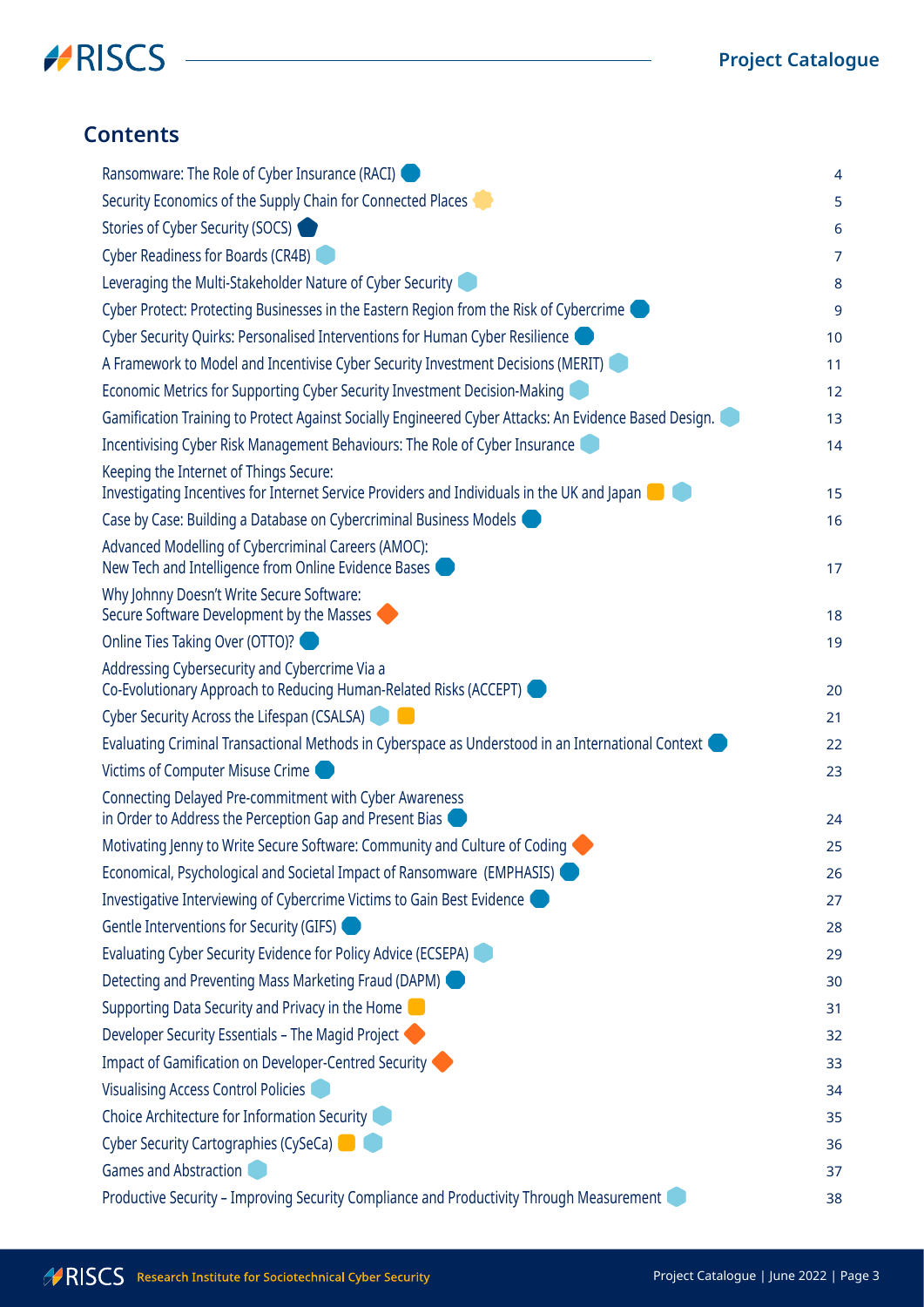## Contents

| | |
|---|---|
| Ransomware: The Role of Cyber Insurance (RACI) | 4 |
| Security Economics of the Supply Chain for Connected Places | 5 |
| Stories of Cyber Security (SOCS) | 6 |
| Cyber Readiness for Boards (CR4B) | 7 |
| Leveraging the Multi-Stakeholder Nature of Cyber Security | 8 |
| Cyber Protect: Protecting Businesses in the Eastern Region from the Risk of Cybercrime | 9 |
| Cyber Security Quirks: Personalised Interventions for Human Cyber Resilience | 10 |
| A Framework to Model and Incentivise Cyber Security Investment Decisions (MERIT) | 11 |
| Economic Metrics for Supporting Cyber Security Investment Decision-Making | 12 |
| Gamification Training to Protect Against Socially Engineered Cyber Attacks: An Evidence Based Design. | 13 |
| Incentivising Cyber Risk Management Behaviours: The Role of Cyber Insurance | 14 |
| Keeping the Internet of Things Secure: Investigating Incentives for Internet Service Providers and Individuals in the UK and Japan | 15 |
| Case by Case: Building a Database on Cybercriminal Business Models | 16 |
| Advanced Modelling of Cybercriminal Careers (AMOC): New Tech and Intelligence from Online Evidence Bases | 17 |
| Why Johnny Doesn't Write Secure Software: Secure Software Development by the Masses | 18 |
| Online Ties Taking Over (OTTO)? | 19 |
| Addressing Cybersecurity and Cybercrime Via a Co-Evolutionary Approach to Reducing Human-Related Risks (ACCEPT) | 20 |
| Cyber Security Across the Lifespan (CSALSA) | 21 |
| Evaluating Criminal Transactional Methods in Cyberspace as Understood in an International Context | 22 |
| Victims of Computer Misuse Crime | 23 |
| Connecting Delayed Pre-commitment with Cyber Awareness in Order to Address the Perception Gap and Present Bias | 24 |
| Motivating Jenny to Write Secure Software: Community and Culture of Coding | 25 |
| Economical, Psychological and Societal Impact of Ransomware (EMPHASIS) | 26 |
| Investigative Interviewing of Cybercrime Victims to Gain Best Evidence | 27 |
| Gentle Interventions for Security (GIFS) | 28 |
| Evaluating Cyber Security Evidence for Policy Advice (ECSEPA) | 29 |
| Detecting and Preventing Mass Marketing Fraud (DAPM) | 30 |
| Supporting Data Security and Privacy in the Home | 31 |
| Developer Security Essentials – The Magid Project | 32 |
| Impact of Gamification on Developer-Centred Security | 33 |
| Visualising Access Control Policies | 34 |
| Choice Architecture for Information Security | 35 |
| Cyber Security Cartographies (CySeCa) | 36 |
| Games and Abstraction | 37 |
| Productive Security – Improving Security Compliance and Productivity Through Measurement | 38 |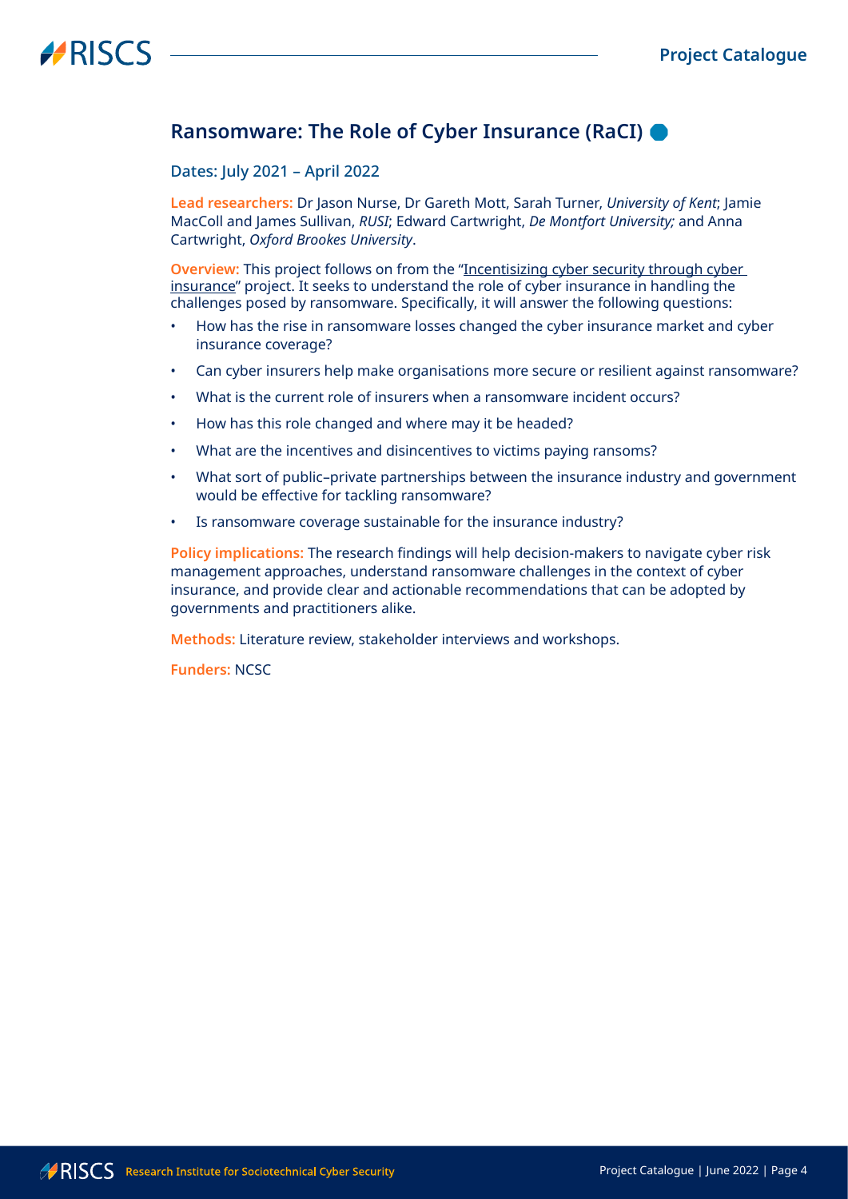## Ransomware: The Role of Cyber Insurance (RaCI)

Dates: July 2021 – April 2022

**Lead researchers:** Dr Jason Nurse, Dr Gareth Mott, Sarah Turner, *University of Kent*; Jamie MacColl and James Sullivan, *RUSI*; Edward Cartwright, *De Montfort University;* and Anna Cartwright, *Oxford Brookes University*.

**Overview:** This project follows on from the "Incentisizing cyber security through cyber insurance" project. It seeks to understand the role of cyber insurance in handling the challenges posed by ransomware. Specifically, it will answer the following questions:

- How has the rise in ransomware losses changed the cyber insurance market and cyber insurance coverage?
- Can cyber insurers help make organisations more secure or resilient against ransomware?
- What is the current role of insurers when a ransomware incident occurs?
- How has this role changed and where may it be headed?
- What are the incentives and disincentives to victims paying ransoms?
- What sort of public–private partnerships between the insurance industry and government would be effective for tackling ransomware?
- Is ransomware coverage sustainable for the insurance industry?

**Policy implications:** The research findings will help decision-makers to navigate cyber risk management approaches, understand ransomware challenges in the context of cyber insurance, and provide clear and actionable recommendations that can be adopted by governments and practitioners alike.

**Methods:** Literature review, stakeholder interviews and workshops.

**Funders:** NCSC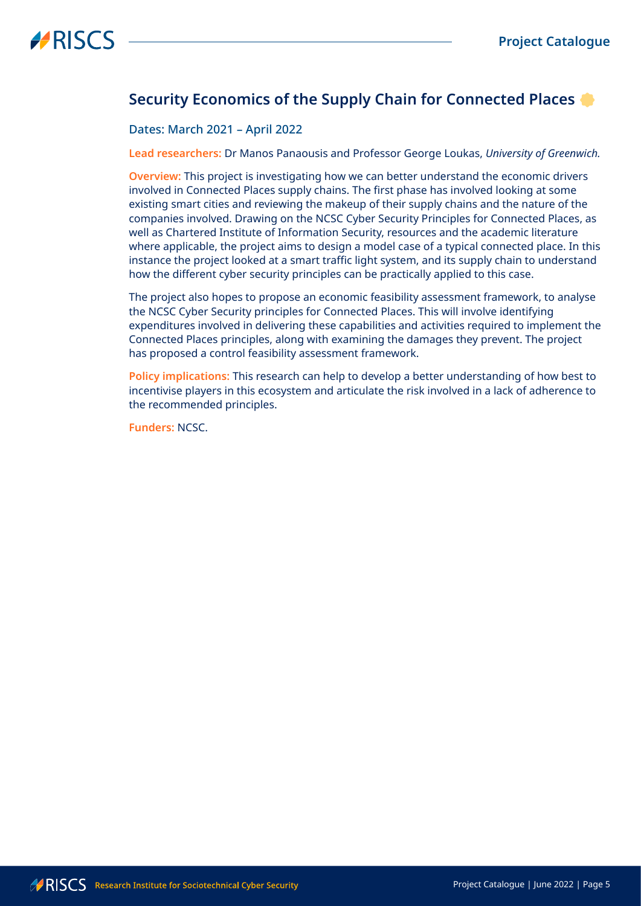## Security Economics of the Supply Chain for Connected Places

Dates: March 2021 – April 2022

**Lead researchers:** Dr Manos Panaousis and Professor George Loukas, *University of Greenwich.*

**Overview:** This project is investigating how we can better understand the economic drivers involved in Connected Places supply chains. The first phase has involved looking at some existing smart cities and reviewing the makeup of their supply chains and the nature of the companies involved. Drawing on the NCSC Cyber Security Principles for Connected Places, as well as Chartered Institute of Information Security, resources and the academic literature where applicable, the project aims to design a model case of a typical connected place. In this instance the project looked at a smart traffic light system, and its supply chain to understand how the different cyber security principles can be practically applied to this case.

The project also hopes to propose an economic feasibility assessment framework, to analyse the NCSC Cyber Security principles for Connected Places. This will involve identifying expenditures involved in delivering these capabilities and activities required to implement the Connected Places principles, along with examining the damages they prevent. The project has proposed a control feasibility assessment framework.

**Policy implications:** This research can help to develop a better understanding of how best to incentivise players in this ecosystem and articulate the risk involved in a lack of adherence to the recommended principles.

**Funders:** NCSC.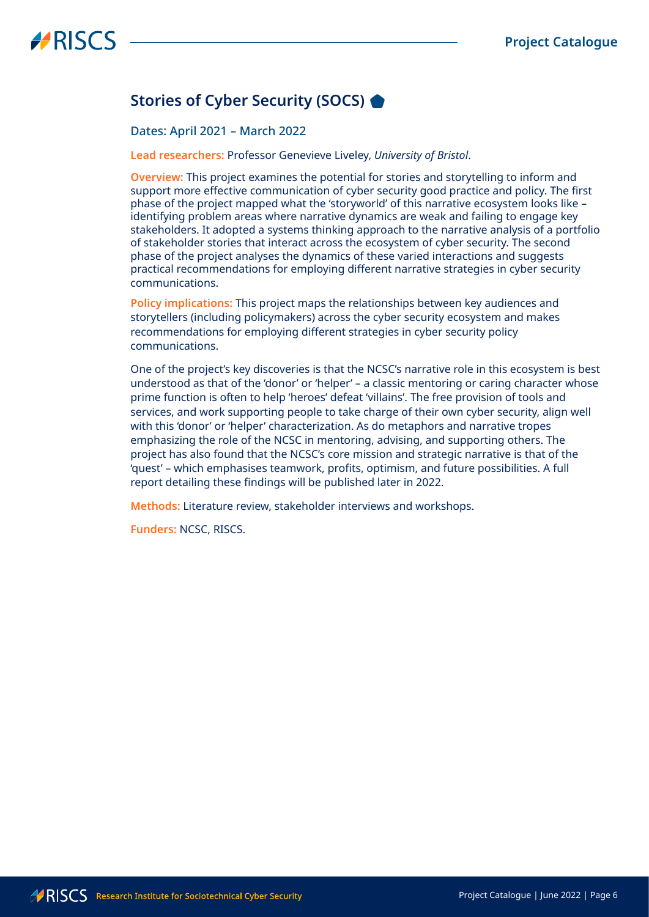## Stories of Cyber Security (SOCS)

Dates: April 2021 – March 2022

**Lead researchers:** Professor Genevieve Liveley, *University of Bristol*.

**Overview:** This project examines the potential for stories and storytelling to inform and support more effective communication of cyber security good practice and policy. The first phase of the project mapped what the 'storyworld' of this narrative ecosystem looks like – identifying problem areas where narrative dynamics are weak and failing to engage key stakeholders. It adopted a systems thinking approach to the narrative analysis of a portfolio of stakeholder stories that interact across the ecosystem of cyber security. The second phase of the project analyses the dynamics of these varied interactions and suggests practical recommendations for employing different narrative strategies in cyber security communications.

**Policy implications:** This project maps the relationships between key audiences and storytellers (including policymakers) across the cyber security ecosystem and makes recommendations for employing different strategies in cyber security policy communications.

One of the project's key discoveries is that the NCSC's narrative role in this ecosystem is best understood as that of the 'donor' or 'helper' – a classic mentoring or caring character whose prime function is often to help 'heroes' defeat 'villains'. The free provision of tools and services, and work supporting people to take charge of their own cyber security, align well with this 'donor' or 'helper' characterization. As do metaphors and narrative tropes emphasizing the role of the NCSC in mentoring, advising, and supporting others. The project has also found that the NCSC's core mission and strategic narrative is that of the 'quest' – which emphasises teamwork, profits, optimism, and future possibilities. A full report detailing these findings will be published later in 2022.

**Methods:** Literature review, stakeholder interviews and workshops.

**Funders:** NCSC, RISCS.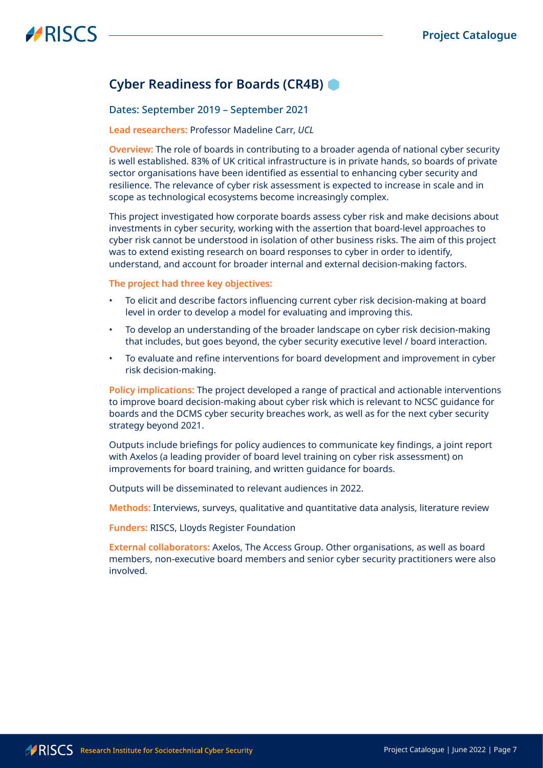## Cyber Readiness for Boards (CR4B)

Dates: September 2019 – September 2021

**Lead researchers:** Professor Madeline Carr, *UCL*

**Overview:** The role of boards in contributing to a broader agenda of national cyber security is well established. 83% of UK critical infrastructure is in private hands, so boards of private sector organisations have been identified as essential to enhancing cyber security and resilience. The relevance of cyber risk assessment is expected to increase in scale and in scope as technological ecosystems become increasingly complex.

This project investigated how corporate boards assess cyber risk and make decisions about investments in cyber security, working with the assertion that board-level approaches to cyber risk cannot be understood in isolation of other business risks. The aim of this project was to extend existing research on board responses to cyber in order to identify, understand, and account for broader internal and external decision-making factors.

**The project had three key objectives:**

- To elicit and describe factors influencing current cyber risk decision-making at board level in order to develop a model for evaluating and improving this.
- To develop an understanding of the broader landscape on cyber risk decision-making that includes, but goes beyond, the cyber security executive level / board interaction.
- To evaluate and refine interventions for board development and improvement in cyber risk decision-making.

**Policy implications:** The project developed a range of practical and actionable interventions to improve board decision-making about cyber risk which is relevant to NCSC guidance for boards and the DCMS cyber security breaches work, as well as for the next cyber security strategy beyond 2021.

Outputs include briefings for policy audiences to communicate key findings, a joint report with Axelos (a leading provider of board level training on cyber risk assessment) on improvements for board training, and written guidance for boards.

Outputs will be disseminated to relevant audiences in 2022.

**Methods:** Interviews, surveys, qualitative and quantitative data analysis, literature review

**Funders:** RISCS, Lloyds Register Foundation

**External collaborators:** Axelos, The Access Group. Other organisations, as well as board members, non-executive board members and senior cyber security practitioners were also involved.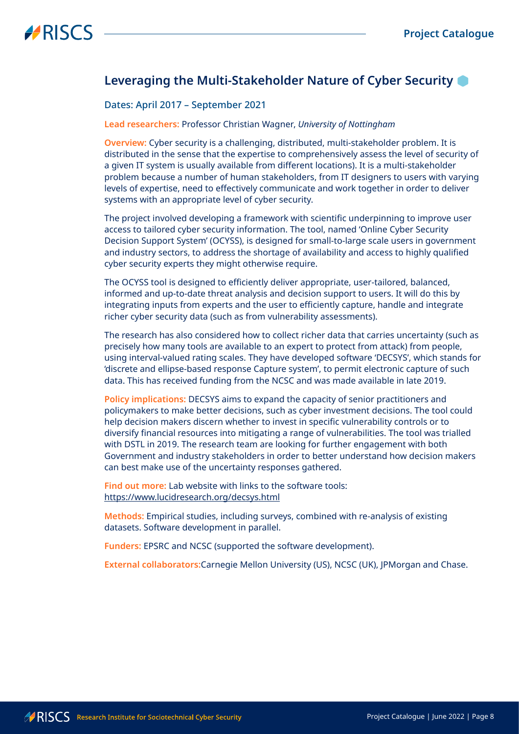## Leveraging the Multi-Stakeholder Nature of Cyber Security

Dates: April 2017 – September 2021

**Lead researchers:** Professor Christian Wagner, *University of Nottingham*

**Overview:** Cyber security is a challenging, distributed, multi-stakeholder problem. It is distributed in the sense that the expertise to comprehensively assess the level of security of a given IT system is usually available from different locations). It is a multi-stakeholder problem because a number of human stakeholders, from IT designers to users with varying levels of expertise, need to effectively communicate and work together in order to deliver systems with an appropriate level of cyber security.

The project involved developing a framework with scientific underpinning to improve user access to tailored cyber security information. The tool, named 'Online Cyber Security Decision Support System' (OCYSS), is designed for small-to-large scale users in government and industry sectors, to address the shortage of availability and access to highly qualified cyber security experts they might otherwise require.

The OCYSS tool is designed to efficiently deliver appropriate, user-tailored, balanced, informed and up-to-date threat analysis and decision support to users. It will do this by integrating inputs from experts and the user to efficiently capture, handle and integrate richer cyber security data (such as from vulnerability assessments).

The research has also considered how to collect richer data that carries uncertainty (such as precisely how many tools are available to an expert to protect from attack) from people, using interval-valued rating scales. They have developed software 'DECSYS', which stands for 'discrete and ellipse-based response Capture system', to permit electronic capture of such data. This has received funding from the NCSC and was made available in late 2019.

**Policy implications:** DECSYS aims to expand the capacity of senior practitioners and policymakers to make better decisions, such as cyber investment decisions. The tool could help decision makers discern whether to invest in specific vulnerability controls or to diversify financial resources into mitigating a range of vulnerabilities. The tool was trialled with DSTL in 2019. The research team are looking for further engagement with both Government and industry stakeholders in order to better understand how decision makers can best make use of the uncertainty responses gathered.

**Find out more:** Lab website with links to the software tools: https://www.lucidresearch.org/decsys.html

**Methods:** Empirical studies, including surveys, combined with re-analysis of existing datasets. Software development in parallel.

**Funders:** EPSRC and NCSC (supported the software development).

**External collaborators:** Carnegie Mellon University (US), NCSC (UK), JPMorgan and Chase.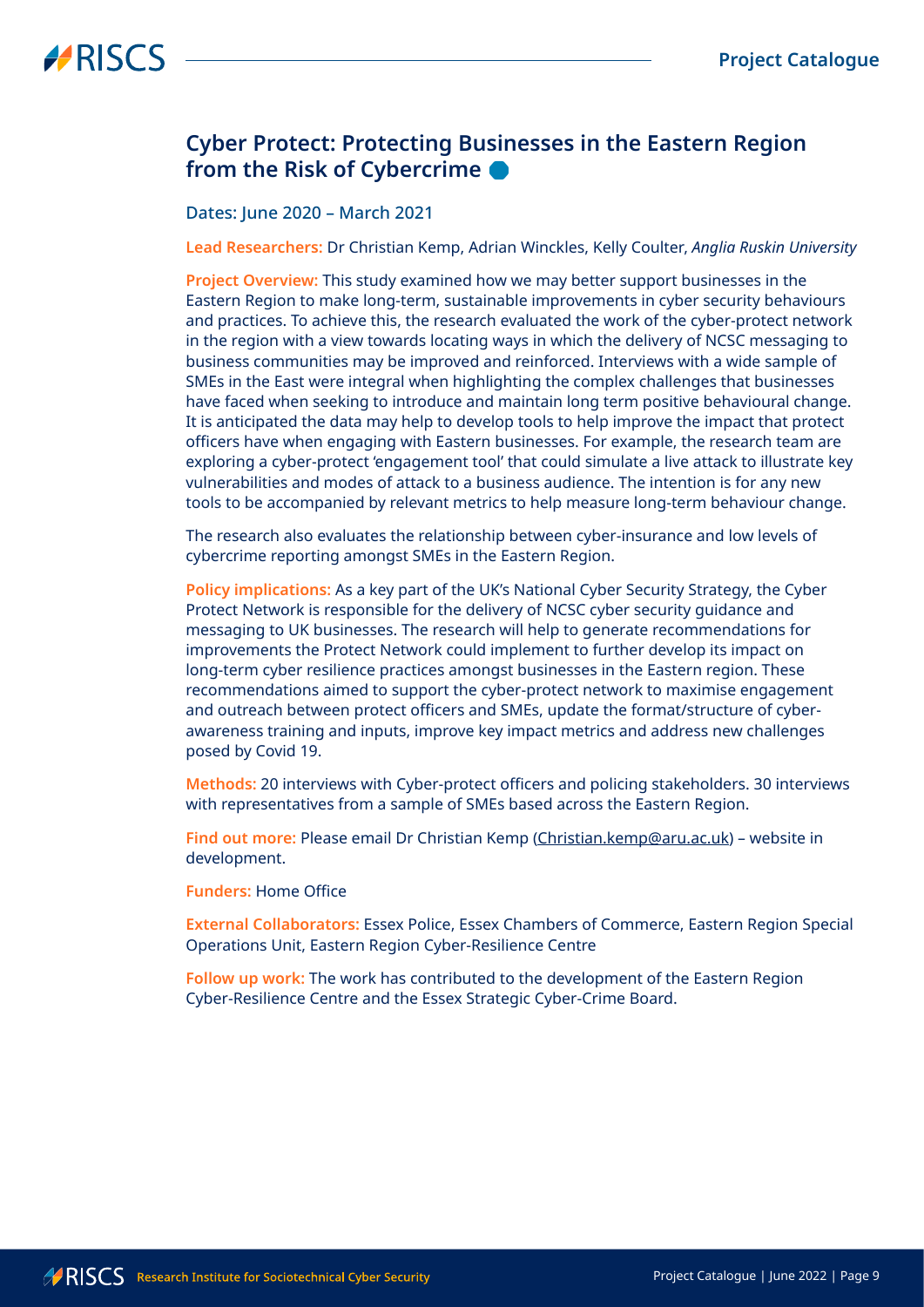## Cyber Protect: Protecting Businesses in the Eastern Region from the Risk of Cybercrime

Dates: June 2020 – March 2021

**Lead Researchers:** Dr Christian Kemp, Adrian Winckles, Kelly Coulter, *Anglia Ruskin University*

**Project Overview:** This study examined how we may better support businesses in the Eastern Region to make long-term, sustainable improvements in cyber security behaviours and practices. To achieve this, the research evaluated the work of the cyber-protect network in the region with a view towards locating ways in which the delivery of NCSC messaging to business communities may be improved and reinforced. Interviews with a wide sample of SMEs in the East were integral when highlighting the complex challenges that businesses have faced when seeking to introduce and maintain long term positive behavioural change. It is anticipated the data may help to develop tools to help improve the impact that protect officers have when engaging with Eastern businesses. For example, the research team are exploring a cyber-protect 'engagement tool' that could simulate a live attack to illustrate key vulnerabilities and modes of attack to a business audience. The intention is for any new tools to be accompanied by relevant metrics to help measure long-term behaviour change.

The research also evaluates the relationship between cyber-insurance and low levels of cybercrime reporting amongst SMEs in the Eastern Region.

**Policy implications:** As a key part of the UK's National Cyber Security Strategy, the Cyber Protect Network is responsible for the delivery of NCSC cyber security guidance and messaging to UK businesses. The research will help to generate recommendations for improvements the Protect Network could implement to further develop its impact on long-term cyber resilience practices amongst businesses in the Eastern region. These recommendations aimed to support the cyber-protect network to maximise engagement and outreach between protect officers and SMEs, update the format/structure of cyber-awareness training and inputs, improve key impact metrics and address new challenges posed by Covid 19.

**Methods:** 20 interviews with Cyber-protect officers and policing stakeholders. 30 interviews with representatives from a sample of SMEs based across the Eastern Region.

**Find out more:** Please email Dr Christian Kemp (Christian.kemp@aru.ac.uk) – website in development.

**Funders:** Home Office

**External Collaborators:** Essex Police, Essex Chambers of Commerce, Eastern Region Special Operations Unit, Eastern Region Cyber-Resilience Centre

**Follow up work:** The work has contributed to the development of the Eastern Region Cyber-Resilience Centre and the Essex Strategic Cyber-Crime Board.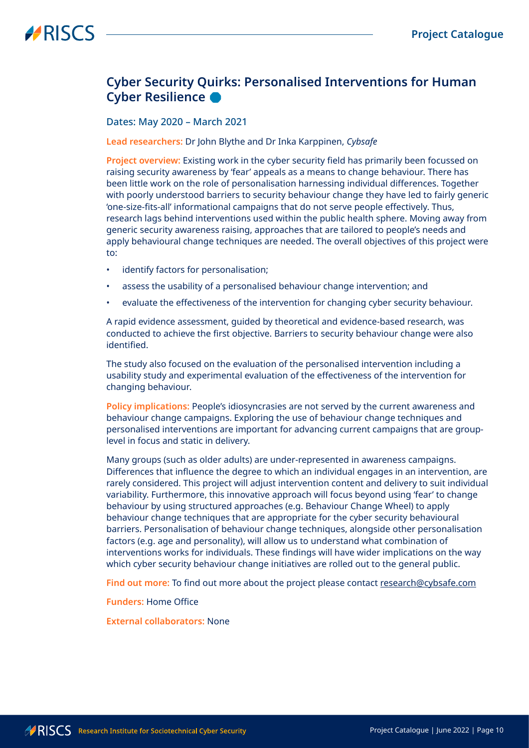## Cyber Security Quirks: Personalised Interventions for Human Cyber Resilience

**Dates: May 2020 – March 2021**

**Lead researchers:** Dr John Blythe and Dr Inka Karppinen, *Cybsafe*

**Project overview:** Existing work in the cyber security field has primarily been focussed on raising security awareness by 'fear' appeals as a means to change behaviour. There has been little work on the role of personalisation harnessing individual differences. Together with poorly understood barriers to security behaviour change they have led to fairly generic 'one-size-fits-all' informational campaigns that do not serve people effectively. Thus, research lags behind interventions used within the public health sphere. Moving away from generic security awareness raising, approaches that are tailored to people's needs and apply behavioural change techniques are needed. The overall objectives of this project were to:

- identify factors for personalisation;
- assess the usability of a personalised behaviour change intervention; and
- evaluate the effectiveness of the intervention for changing cyber security behaviour.

A rapid evidence assessment, guided by theoretical and evidence-based research, was conducted to achieve the first objective. Barriers to security behaviour change were also identified.

The study also focused on the evaluation of the personalised intervention including a usability study and experimental evaluation of the effectiveness of the intervention for changing behaviour.

**Policy implications:** People's idiosyncrasies are not served by the current awareness and behaviour change campaigns. Exploring the use of behaviour change techniques and personalised interventions are important for advancing current campaigns that are group-level in focus and static in delivery.

Many groups (such as older adults) are under-represented in awareness campaigns. Differences that influence the degree to which an individual engages in an intervention, are rarely considered. This project will adjust intervention content and delivery to suit individual variability. Furthermore, this innovative approach will focus beyond using 'fear' to change behaviour by using structured approaches (e.g. Behaviour Change Wheel) to apply behaviour change techniques that are appropriate for the cyber security behavioural barriers. Personalisation of behaviour change techniques, alongside other personalisation factors (e.g. age and personality), will allow us to understand what combination of interventions works for individuals. These findings will have wider implications on the way which cyber security behaviour change initiatives are rolled out to the general public.

**Find out more:** To find out more about the project please contact research@cybsafe.com

**Funders:** Home Office

**External collaborators:** None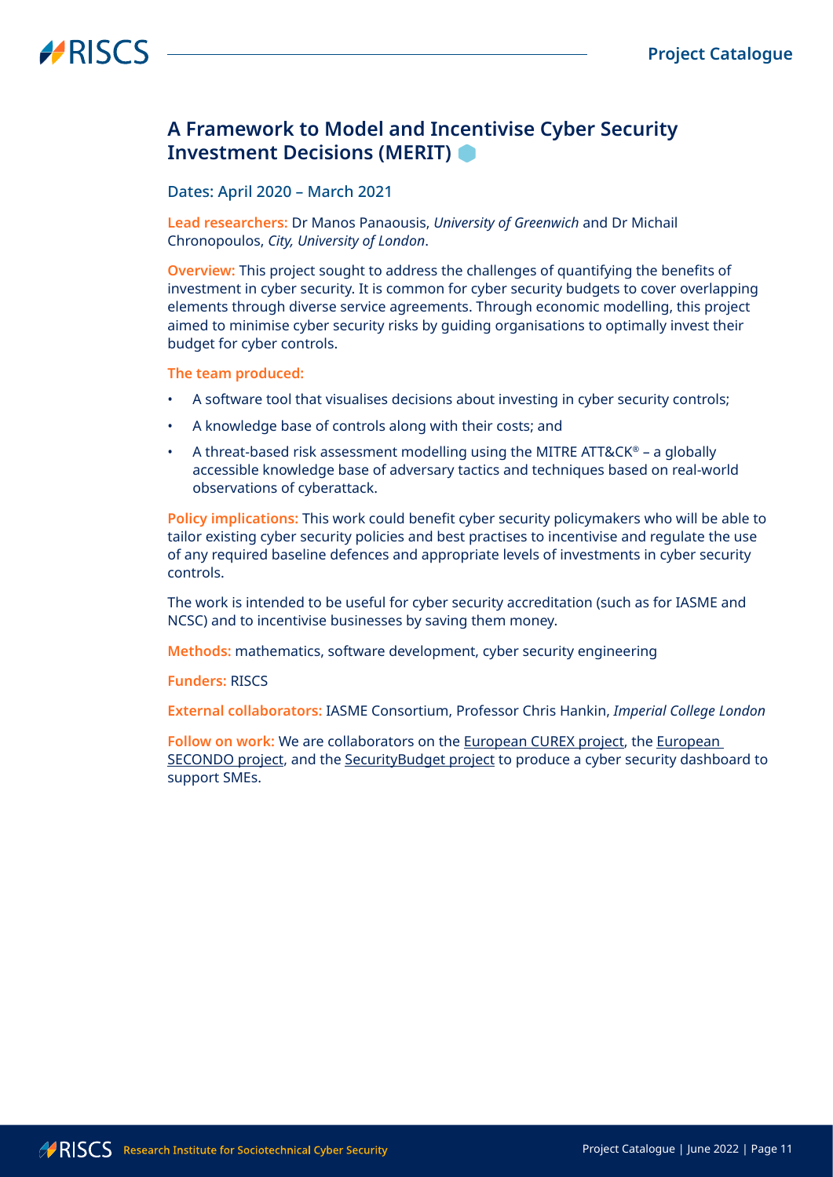## A Framework to Model and Incentivise Cyber Security Investment Decisions (MERIT)

Dates: April 2020 – March 2021

**Lead researchers:** Dr Manos Panaousis, *University of Greenwich* and Dr Michail Chronopoulos, *City, University of London*.

**Overview:** This project sought to address the challenges of quantifying the benefits of investment in cyber security. It is common for cyber security budgets to cover overlapping elements through diverse service agreements. Through economic modelling, this project aimed to minimise cyber security risks by guiding organisations to optimally invest their budget for cyber controls.

**The team produced:**

- A software tool that visualises decisions about investing in cyber security controls;
- A knowledge base of controls along with their costs; and
- A threat-based risk assessment modelling using the MITRE ATT&CK® – a globally accessible knowledge base of adversary tactics and techniques based on real-world observations of cyberattack.

**Policy implications:** This work could benefit cyber security policymakers who will be able to tailor existing cyber security policies and best practises to incentivise and regulate the use of any required baseline defences and appropriate levels of investments in cyber security controls.

The work is intended to be useful for cyber security accreditation (such as for IASME and NCSC) and to incentivise businesses by saving them money.

**Methods:** mathematics, software development, cyber security engineering

**Funders:** RISCS

**External collaborators:** IASME Consortium, Professor Chris Hankin, *Imperial College London*

**Follow on work:** We are collaborators on the European CUREX project, the European SECONDO project, and the SecurityBudget project to produce a cyber security dashboard to support SMEs.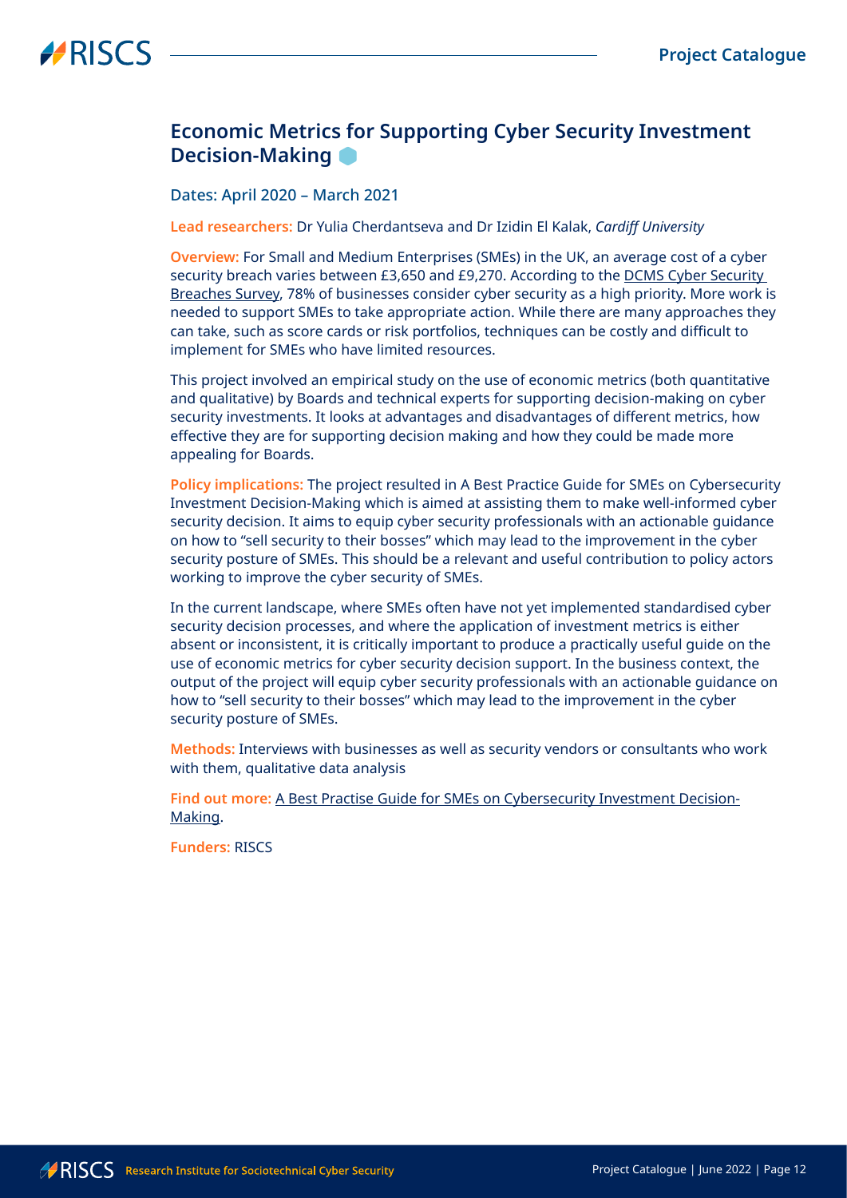## Economic Metrics for Supporting Cyber Security Investment Decision-Making

Dates: April 2020 – March 2021

**Lead researchers:** Dr Yulia Cherdantseva and Dr Izidin El Kalak, *Cardiff University*

**Overview:** For Small and Medium Enterprises (SMEs) in the UK, an average cost of a cyber security breach varies between £3,650 and £9,270. According to the DCMS Cyber Security Breaches Survey, 78% of businesses consider cyber security as a high priority. More work is needed to support SMEs to take appropriate action. While there are many approaches they can take, such as score cards or risk portfolios, techniques can be costly and difficult to implement for SMEs who have limited resources.

This project involved an empirical study on the use of economic metrics (both quantitative and qualitative) by Boards and technical experts for supporting decision-making on cyber security investments. It looks at advantages and disadvantages of different metrics, how effective they are for supporting decision making and how they could be made more appealing for Boards.

**Policy implications:** The project resulted in A Best Practice Guide for SMEs on Cybersecurity Investment Decision-Making which is aimed at assisting them to make well-informed cyber security decision. It aims to equip cyber security professionals with an actionable guidance on how to "sell security to their bosses" which may lead to the improvement in the cyber security posture of SMEs. This should be a relevant and useful contribution to policy actors working to improve the cyber security of SMEs.

In the current landscape, where SMEs often have not yet implemented standardised cyber security decision processes, and where the application of investment metrics is either absent or inconsistent, it is critically important to produce a practically useful guide on the use of economic metrics for cyber security decision support. In the business context, the output of the project will equip cyber security professionals with an actionable guidance on how to "sell security to their bosses" which may lead to the improvement in the cyber security posture of SMEs.

**Methods:** Interviews with businesses as well as security vendors or consultants who work with them, qualitative data analysis

**Find out more:** A Best Practise Guide for SMEs on Cybersecurity Investment Decision-Making.

**Funders:** RISCS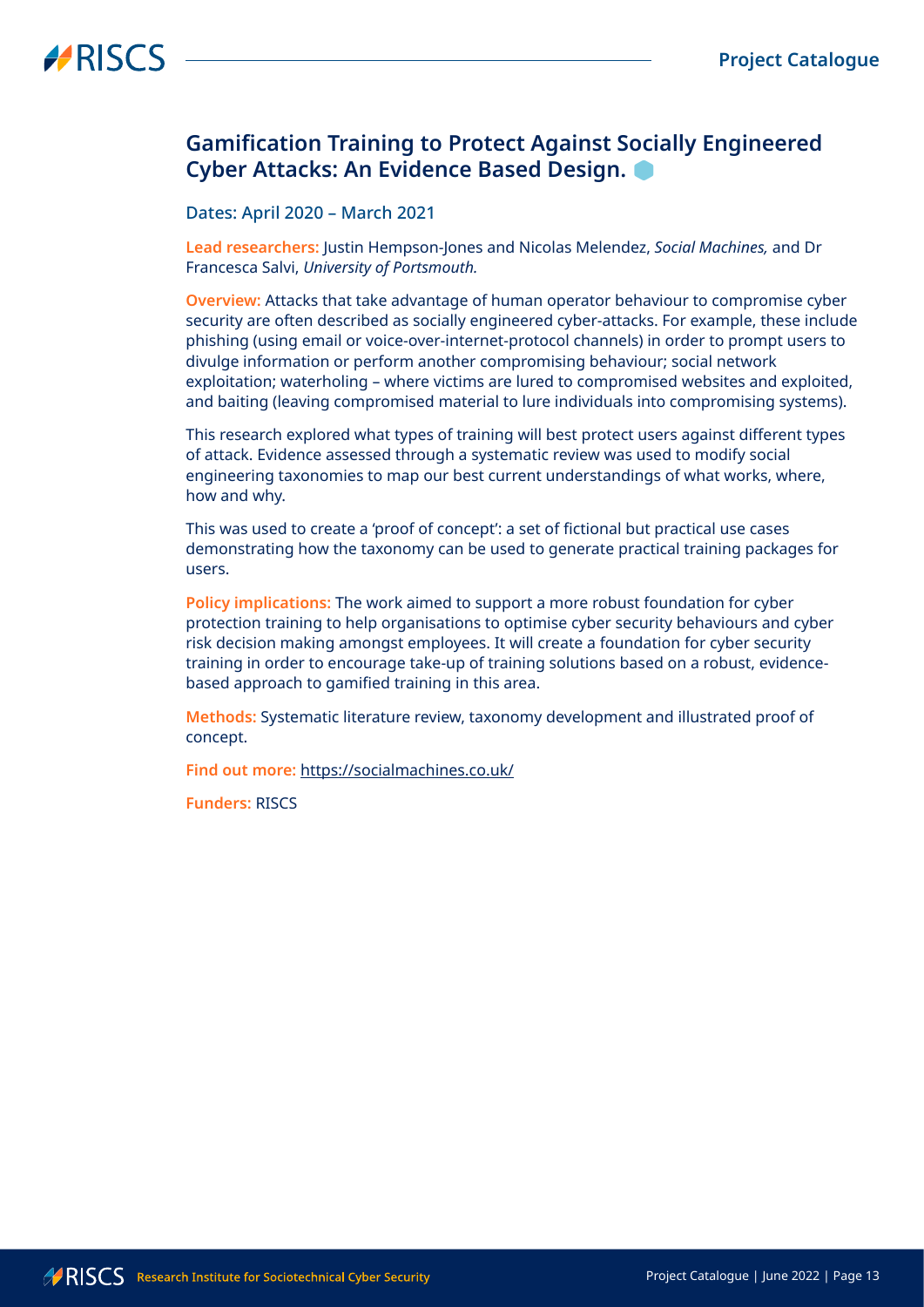## Gamification Training to Protect Against Socially Engineered Cyber Attacks: An Evidence Based Design.

Dates: April 2020 – March 2021

**Lead researchers:** Justin Hempson-Jones and Nicolas Melendez, *Social Machines,* and Dr Francesca Salvi, *University of Portsmouth.*

**Overview:** Attacks that take advantage of human operator behaviour to compromise cyber security are often described as socially engineered cyber-attacks. For example, these include phishing (using email or voice-over-internet-protocol channels) in order to prompt users to divulge information or perform another compromising behaviour; social network exploitation; waterholing – where victims are lured to compromised websites and exploited, and baiting (leaving compromised material to lure individuals into compromising systems).

This research explored what types of training will best protect users against different types of attack. Evidence assessed through a systematic review was used to modify social engineering taxonomies to map our best current understandings of what works, where, how and why.

This was used to create a 'proof of concept': a set of fictional but practical use cases demonstrating how the taxonomy can be used to generate practical training packages for users.

**Policy implications:** The work aimed to support a more robust foundation for cyber protection training to help organisations to optimise cyber security behaviours and cyber risk decision making amongst employees. It will create a foundation for cyber security training in order to encourage take-up of training solutions based on a robust, evidence-based approach to gamified training in this area.

**Methods:** Systematic literature review, taxonomy development and illustrated proof of concept.

**Find out more:** https://socialmachines.co.uk/

**Funders:** RISCS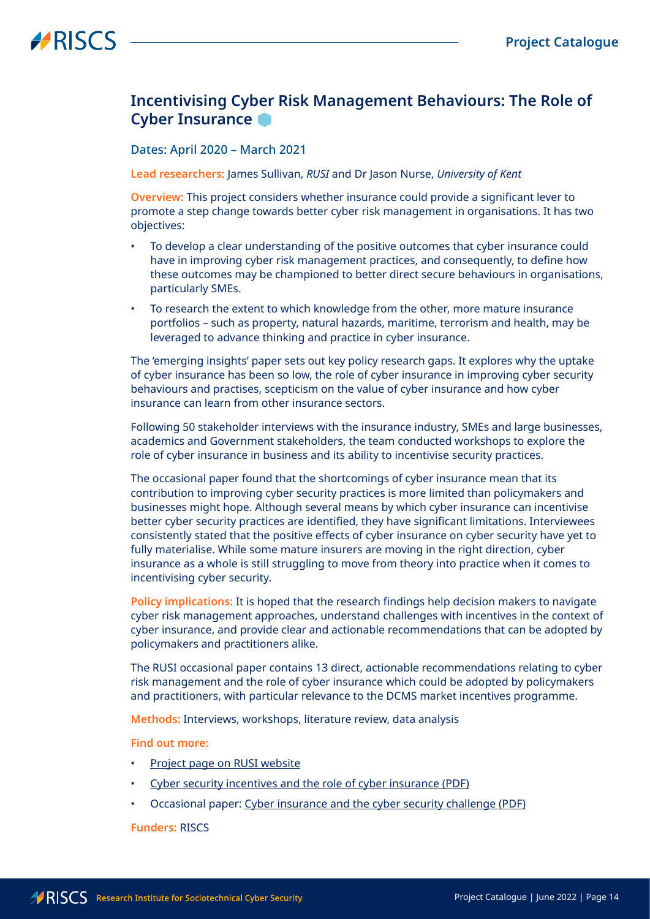## Incentivising Cyber Risk Management Behaviours: The Role of Cyber Insurance

Dates: April 2020 – March 2021

**Lead researchers:** James Sullivan, *RUSI* and Dr Jason Nurse, *University of Kent*

**Overview:** This project considers whether insurance could provide a significant lever to promote a step change towards better cyber risk management in organisations. It has two objectives:

- To develop a clear understanding of the positive outcomes that cyber insurance could have in improving cyber risk management practices, and consequently, to define how these outcomes may be championed to better direct secure behaviours in organisations, particularly SMEs.
- To research the extent to which knowledge from the other, more mature insurance portfolios – such as property, natural hazards, maritime, terrorism and health, may be leveraged to advance thinking and practice in cyber insurance.

The 'emerging insights' paper sets out key policy research gaps. It explores why the uptake of cyber insurance has been so low, the role of cyber insurance in improving cyber security behaviours and practises, scepticism on the value of cyber insurance and how cyber insurance can learn from other insurance sectors.

Following 50 stakeholder interviews with the insurance industry, SMEs and large businesses, academics and Government stakeholders, the team conducted workshops to explore the role of cyber insurance in business and its ability to incentivise security practices.

The occasional paper found that the shortcomings of cyber insurance mean that its contribution to improving cyber security practices is more limited than policymakers and businesses might hope. Although several means by which cyber insurance can incentivise better cyber security practices are identified, they have significant limitations. Interviewees consistently stated that the positive effects of cyber insurance on cyber security have yet to fully materialise. While some mature insurers are moving in the right direction, cyber insurance as a whole is still struggling to move from theory into practice when it comes to incentivising cyber security.

**Policy implications:** It is hoped that the research findings help decision makers to navigate cyber risk management approaches, understand challenges with incentives in the context of cyber insurance, and provide clear and actionable recommendations that can be adopted by policymakers and practitioners alike.

The RUSI occasional paper contains 13 direct, actionable recommendations relating to cyber risk management and the role of cyber insurance which could be adopted by policymakers and practitioners, with particular relevance to the DCMS market incentives programme.

**Methods:** Interviews, workshops, literature review, data analysis

**Find out more:**

- Project page on RUSI website
- Cyber security incentives and the role of cyber insurance (PDF)
- Occasional paper: Cyber insurance and the cyber security challenge (PDF)

**Funders:** RISCS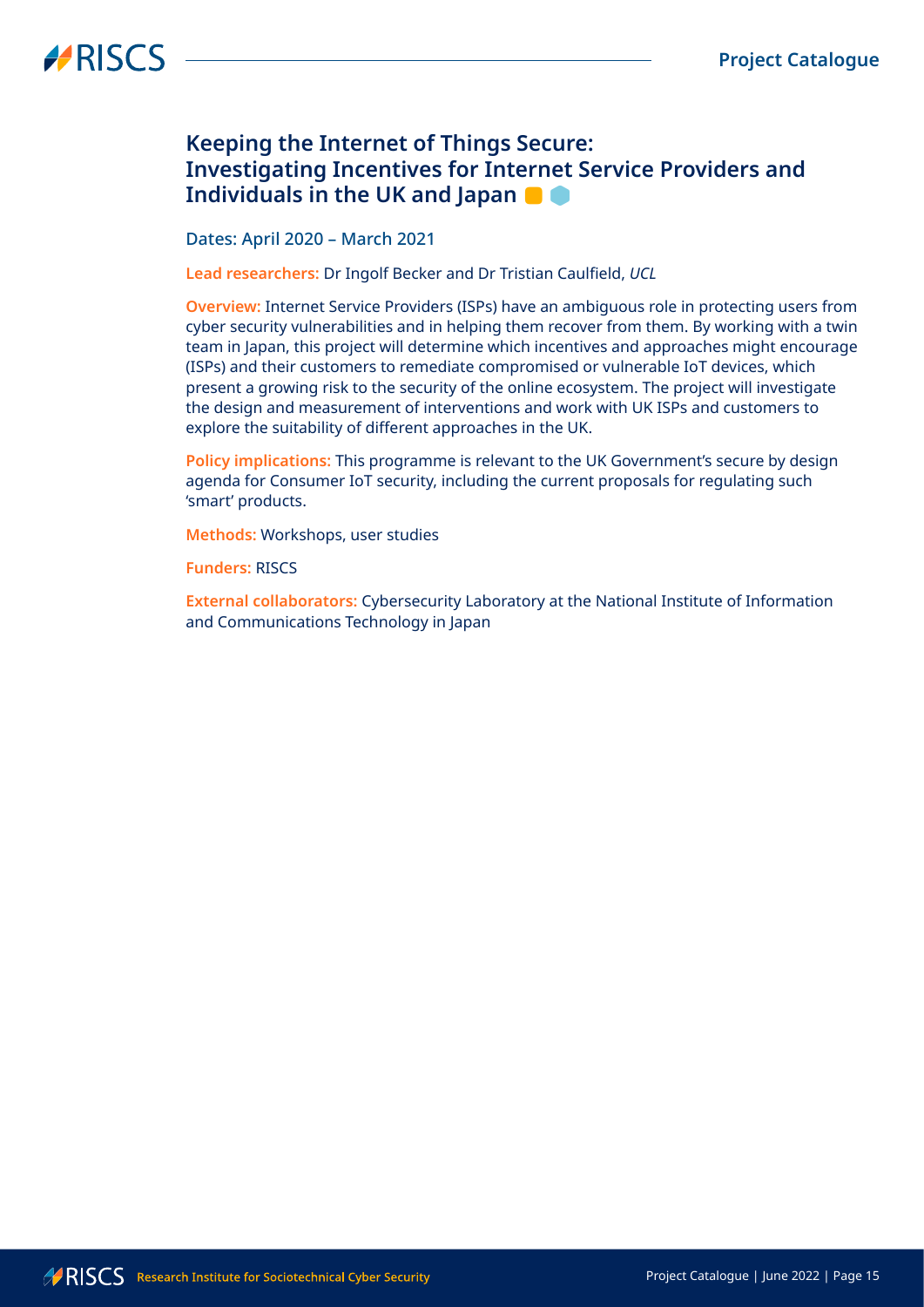## Keeping the Internet of Things Secure: Investigating Incentives for Internet Service Providers and Individuals in the UK and Japan

Dates: April 2020 – March 2021

**Lead researchers:** Dr Ingolf Becker and Dr Tristian Caulfield, *UCL*

**Overview:** Internet Service Providers (ISPs) have an ambiguous role in protecting users from cyber security vulnerabilities and in helping them recover from them. By working with a twin team in Japan, this project will determine which incentives and approaches might encourage (ISPs) and their customers to remediate compromised or vulnerable IoT devices, which present a growing risk to the security of the online ecosystem. The project will investigate the design and measurement of interventions and work with UK ISPs and customers to explore the suitability of different approaches in the UK.

**Policy implications:** This programme is relevant to the UK Government's secure by design agenda for Consumer IoT security, including the current proposals for regulating such 'smart' products.

**Methods:** Workshops, user studies

**Funders:** RISCS

**External collaborators:** Cybersecurity Laboratory at the National Institute of Information and Communications Technology in Japan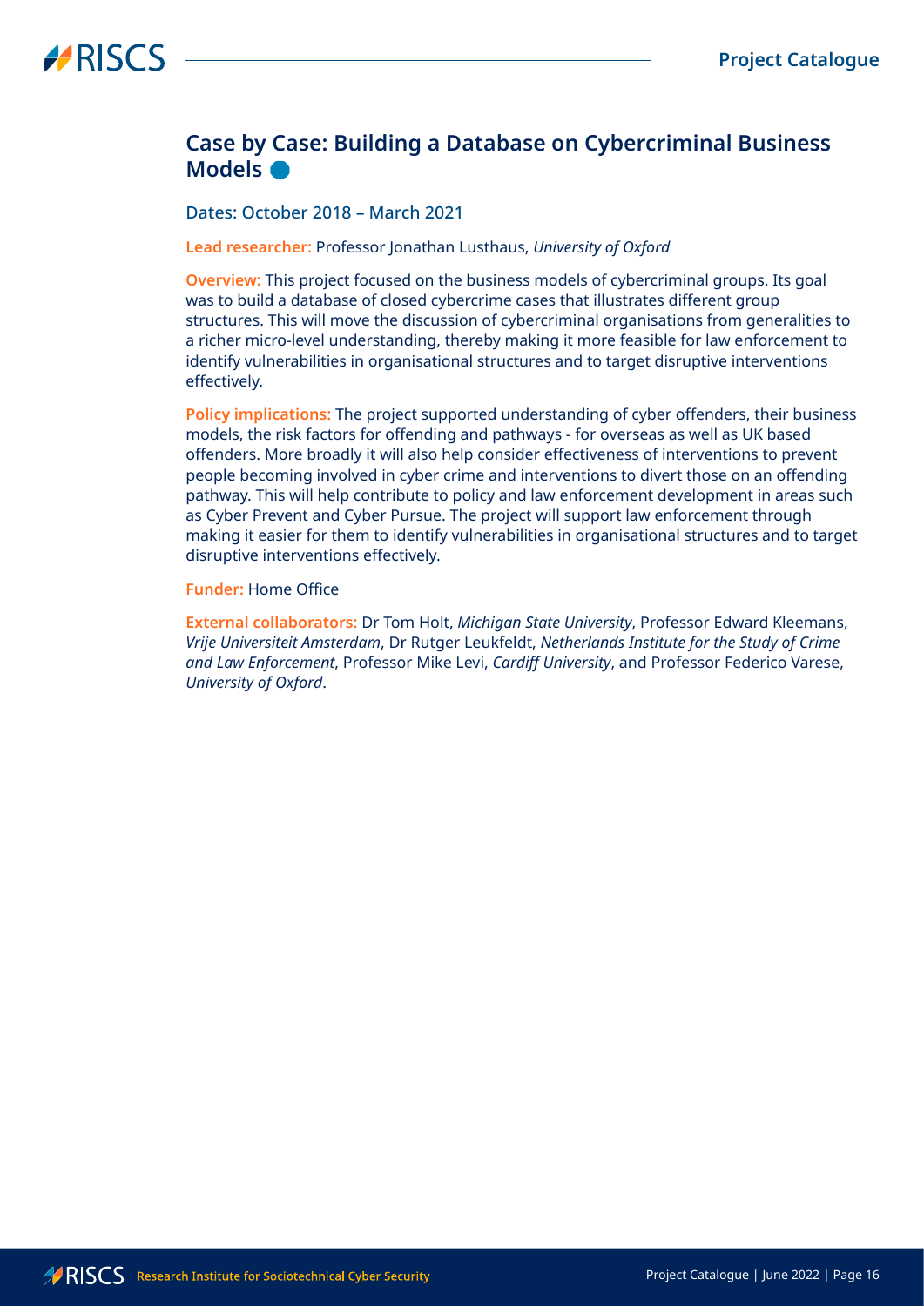## Case by Case: Building a Database on Cybercriminal Business Models

Dates: October 2018 – March 2021

**Lead researcher:** Professor Jonathan Lusthaus, *University of Oxford*

**Overview:** This project focused on the business models of cybercriminal groups. Its goal was to build a database of closed cybercrime cases that illustrates different group structures. This will move the discussion of cybercriminal organisations from generalities to a richer micro-level understanding, thereby making it more feasible for law enforcement to identify vulnerabilities in organisational structures and to target disruptive interventions effectively.

**Policy implications:** The project supported understanding of cyber offenders, their business models, the risk factors for offending and pathways - for overseas as well as UK based offenders. More broadly it will also help consider effectiveness of interventions to prevent people becoming involved in cyber crime and interventions to divert those on an offending pathway. This will help contribute to policy and law enforcement development in areas such as Cyber Prevent and Cyber Pursue. The project will support law enforcement through making it easier for them to identify vulnerabilities in organisational structures and to target disruptive interventions effectively.

**Funder:** Home Office

**External collaborators:** Dr Tom Holt, *Michigan State University*, Professor Edward Kleemans, *Vrije Universiteit Amsterdam*, Dr Rutger Leukfeldt, *Netherlands Institute for the Study of Crime and Law Enforcement*, Professor Mike Levi, *Cardiff University*, and Professor Federico Varese, *University of Oxford*.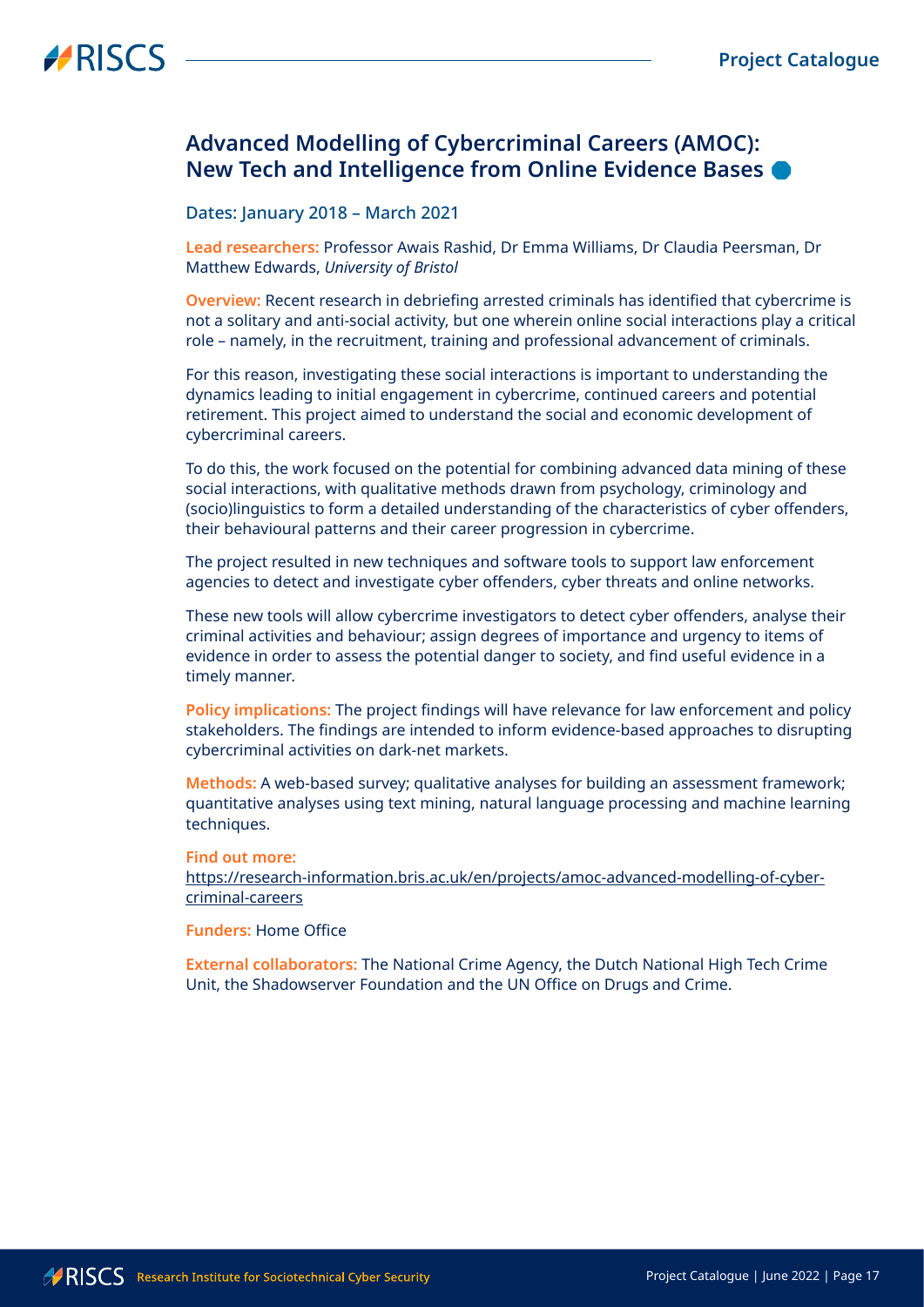## Advanced Modelling of Cybercriminal Careers (AMOC): New Tech and Intelligence from Online Evidence Bases

Dates: January 2018 – March 2021

**Lead researchers:** Professor Awais Rashid, Dr Emma Williams, Dr Claudia Peersman, Dr Matthew Edwards, *University of Bristol*

**Overview:** Recent research in debriefing arrested criminals has identified that cybercrime is not a solitary and anti-social activity, but one wherein online social interactions play a critical role – namely, in the recruitment, training and professional advancement of criminals.

For this reason, investigating these social interactions is important to understanding the dynamics leading to initial engagement in cybercrime, continued careers and potential retirement. This project aimed to understand the social and economic development of cybercriminal careers.

To do this, the work focused on the potential for combining advanced data mining of these social interactions, with qualitative methods drawn from psychology, criminology and (socio)linguistics to form a detailed understanding of the characteristics of cyber offenders, their behavioural patterns and their career progression in cybercrime.

The project resulted in new techniques and software tools to support law enforcement agencies to detect and investigate cyber offenders, cyber threats and online networks.

These new tools will allow cybercrime investigators to detect cyber offenders, analyse their criminal activities and behaviour; assign degrees of importance and urgency to items of evidence in order to assess the potential danger to society, and find useful evidence in a timely manner.

**Policy implications:** The project findings will have relevance for law enforcement and policy stakeholders. The findings are intended to inform evidence-based approaches to disrupting cybercriminal activities on dark-net markets.

**Methods:** A web-based survey; qualitative analyses for building an assessment framework; quantitative analyses using text mining, natural language processing and machine learning techniques.

**Find out more:**
https://research-information.bris.ac.uk/en/projects/amoc-advanced-modelling-of-cyber-criminal-careers

**Funders:** Home Office

**External collaborators:** The National Crime Agency, the Dutch National High Tech Crime Unit, the Shadowserver Foundation and the UN Office on Drugs and Crime.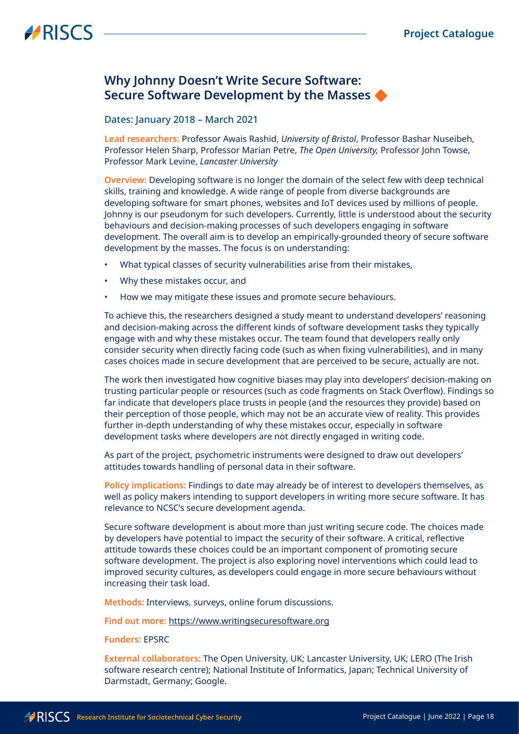## Why Johnny Doesn't Write Secure Software: Secure Software Development by the Masses

Dates: January 2018 – March 2021

**Lead researchers:** Professor Awais Rashid, *University of Bristol*, Professor Bashar Nuseibeh, Professor Helen Sharp, Professor Marian Petre, *The Open University,* Professor John Towse, Professor Mark Levine, *Lancaster University*

**Overview:** Developing software is no longer the domain of the select few with deep technical skills, training and knowledge. A wide range of people from diverse backgrounds are developing software for smart phones, websites and IoT devices used by millions of people. Johnny is our pseudonym for such developers. Currently, little is understood about the security behaviours and decision-making processes of such developers engaging in software development. The overall aim is to develop an empirically-grounded theory of secure software development by the masses. The focus is on understanding:

- What typical classes of security vulnerabilities arise from their mistakes,
- Why these mistakes occur, and
- How we may mitigate these issues and promote secure behaviours.

To achieve this, the researchers designed a study meant to understand developers' reasoning and decision-making across the different kinds of software development tasks they typically engage with and why these mistakes occur. The team found that developers really only consider security when directly facing code (such as when fixing vulnerabilities), and in many cases choices made in secure development that are perceived to be secure, actually are not.

The work then investigated how cognitive biases may play into developers' decision-making on trusting particular people or resources (such as code fragments on Stack Overflow). Findings so far indicate that developers place trusts in people (and the resources they provide) based on their perception of those people, which may not be an accurate view of reality. This provides further in-depth understanding of why these mistakes occur, especially in software development tasks where developers are not directly engaged in writing code.

As part of the project, psychometric instruments were designed to draw out developers' attitudes towards handling of personal data in their software.

**Policy implications:** Findings to date may already be of interest to developers themselves, as well as policy makers intending to support developers in writing more secure software. It has relevance to NCSC's secure development agenda.

Secure software development is about more than just writing secure code. The choices made by developers have potential to impact the security of their software. A critical, reflective attitude towards these choices could be an important component of promoting secure software development. The project is also exploring novel interventions which could lead to improved security cultures, as developers could engage in more secure behaviours without increasing their task load.

**Methods:** Interviews, surveys, online forum discussions.

**Find out more:** https://www.writingsecuresoftware.org

**Funders:** EPSRC

**External collaborators:** The Open University, UK; Lancaster University, UK; LERO (The Irish software research centre); National Institute of Informatics, Japan; Technical University of Darmstadt, Germany; Google.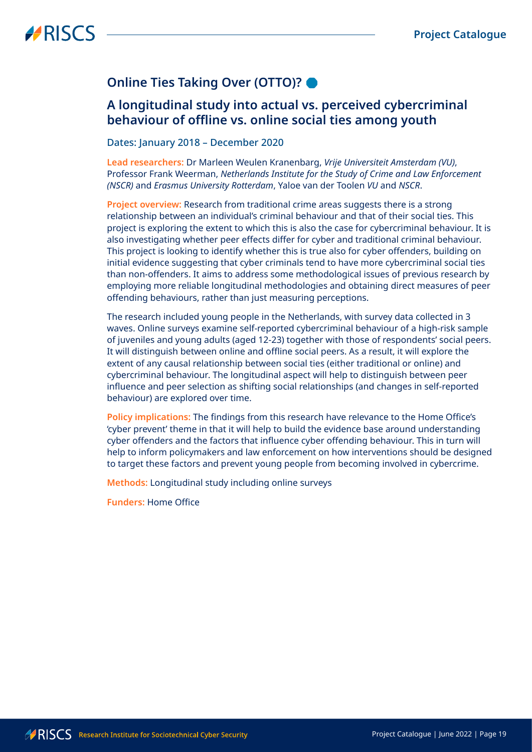## Online Ties Taking Over (OTTO)?

### A longitudinal study into actual vs. perceived cybercriminal behaviour of offline vs. online social ties among youth

Dates: January 2018 – December 2020

**Lead researchers:** Dr Marleen Weulen Kranenbarg, *Vrije Universiteit Amsterdam (VU)*, Professor Frank Weerman, *Netherlands Institute for the Study of Crime and Law Enforcement (NSCR)* and *Erasmus University Rotterdam*, Yaloe van der Toolen *VU* and *NSCR*.

**Project overview:** Research from traditional crime areas suggests there is a strong relationship between an individual's criminal behaviour and that of their social ties. This project is exploring the extent to which this is also the case for cybercriminal behaviour. It is also investigating whether peer effects differ for cyber and traditional criminal behaviour. This project is looking to identify whether this is true also for cyber offenders, building on initial evidence suggesting that cyber criminals tend to have more cybercriminal social ties than non-offenders. It aims to address some methodological issues of previous research by employing more reliable longitudinal methodologies and obtaining direct measures of peer offending behaviours, rather than just measuring perceptions.

The research included young people in the Netherlands, with survey data collected in 3 waves. Online surveys examine self-reported cybercriminal behaviour of a high-risk sample of juveniles and young adults (aged 12-23) together with those of respondents' social peers. It will distinguish between online and offline social peers. As a result, it will explore the extent of any causal relationship between social ties (either traditional or online) and cybercriminal behaviour. The longitudinal aspect will help to distinguish between peer influence and peer selection as shifting social relationships (and changes in self-reported behaviour) are explored over time.

**Policy implications:** The findings from this research have relevance to the Home Office's 'cyber prevent' theme in that it will help to build the evidence base around understanding cyber offenders and the factors that influence cyber offending behaviour. This in turn will help to inform policymakers and law enforcement on how interventions should be designed to target these factors and prevent young people from becoming involved in cybercrime.

**Methods:** Longitudinal study including online surveys

**Funders:** Home Office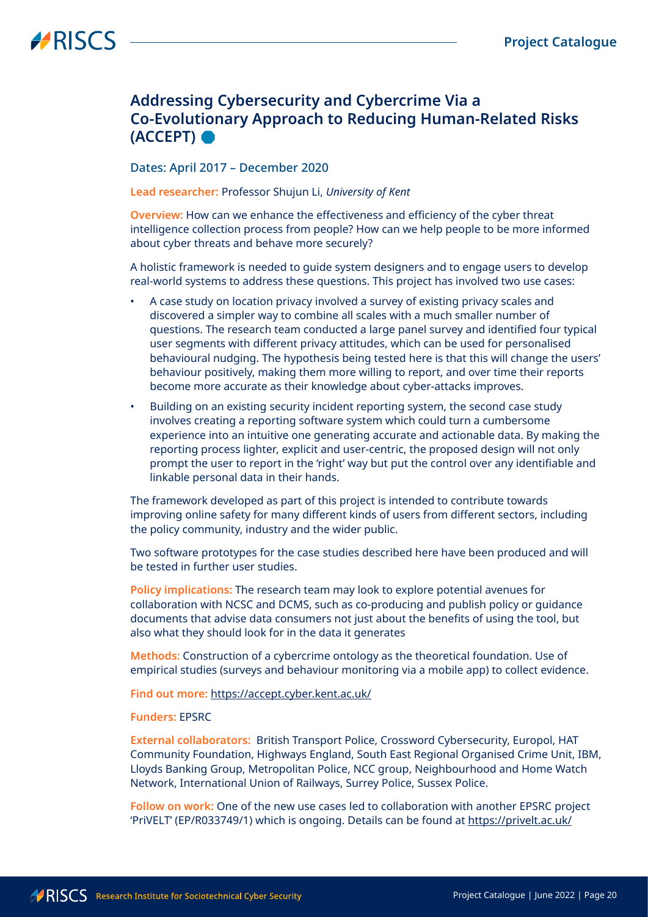## Addressing Cybersecurity and Cybercrime Via a Co-Evolutionary Approach to Reducing Human-Related Risks (ACCEPT)

### Dates: April 2017 – December 2020

**Lead researcher:** Professor Shujun Li, *University of Kent*

**Overview:** How can we enhance the effectiveness and efficiency of the cyber threat intelligence collection process from people? How can we help people to be more informed about cyber threats and behave more securely?

A holistic framework is needed to guide system designers and to engage users to develop real-world systems to address these questions. This project has involved two use cases:

- A case study on location privacy involved a survey of existing privacy scales and discovered a simpler way to combine all scales with a much smaller number of questions. The research team conducted a large panel survey and identified four typical user segments with different privacy attitudes, which can be used for personalised behavioural nudging. The hypothesis being tested here is that this will change the users' behaviour positively, making them more willing to report, and over time their reports become more accurate as their knowledge about cyber-attacks improves.
- Building on an existing security incident reporting system, the second case study involves creating a reporting software system which could turn a cumbersome experience into an intuitive one generating accurate and actionable data. By making the reporting process lighter, explicit and user-centric, the proposed design will not only prompt the user to report in the 'right' way but put the control over any identifiable and linkable personal data in their hands.

The framework developed as part of this project is intended to contribute towards improving online safety for many different kinds of users from different sectors, including the policy community, industry and the wider public.

Two software prototypes for the case studies described here have been produced and will be tested in further user studies.

**Policy implications:** The research team may look to explore potential avenues for collaboration with NCSC and DCMS, such as co-producing and publish policy or guidance documents that advise data consumers not just about the benefits of using the tool, but also what they should look for in the data it generates

**Methods:** Construction of a cybercrime ontology as the theoretical foundation. Use of empirical studies (surveys and behaviour monitoring via a mobile app) to collect evidence.

**Find out more:** https://accept.cyber.kent.ac.uk/

**Funders:** EPSRC

**External collaborators:** British Transport Police, Crossword Cybersecurity, Europol, HAT Community Foundation, Highways England, South East Regional Organised Crime Unit, IBM, Lloyds Banking Group, Metropolitan Police, NCC group, Neighbourhood and Home Watch Network, International Union of Railways, Surrey Police, Sussex Police.

**Follow on work:** One of the new use cases led to collaboration with another EPSRC project 'PriVELT' (EP/R033749/1) which is ongoing. Details can be found at https://privelt.ac.uk/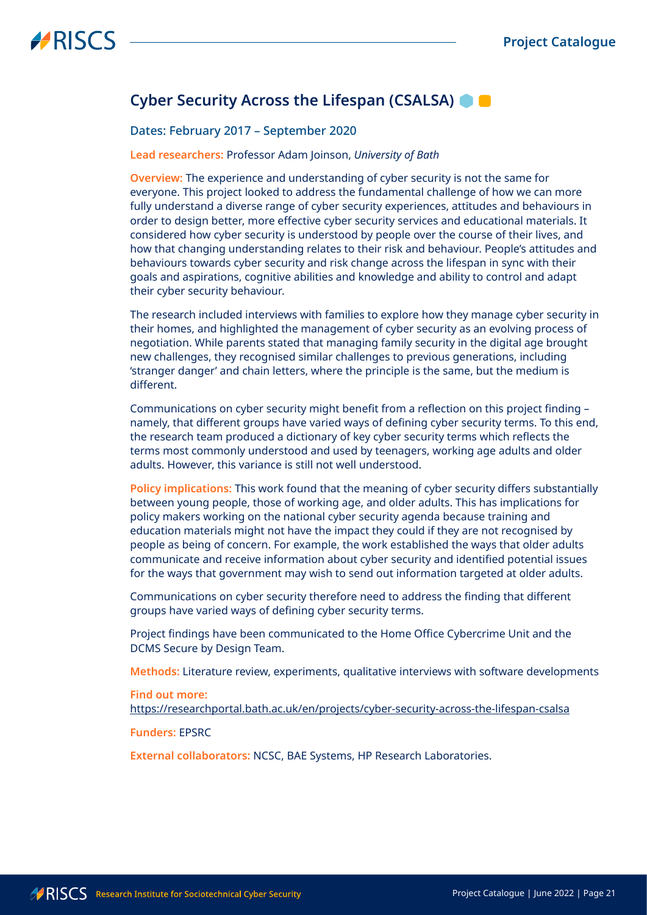## Cyber Security Across the Lifespan (CSALSA)

Dates: February 2017 – September 2020

**Lead researchers:** Professor Adam Joinson, *University of Bath*

**Overview:** The experience and understanding of cyber security is not the same for everyone. This project looked to address the fundamental challenge of how we can more fully understand a diverse range of cyber security experiences, attitudes and behaviours in order to design better, more effective cyber security services and educational materials. It considered how cyber security is understood by people over the course of their lives, and how that changing understanding relates to their risk and behaviour. People's attitudes and behaviours towards cyber security and risk change across the lifespan in sync with their goals and aspirations, cognitive abilities and knowledge and ability to control and adapt their cyber security behaviour.

The research included interviews with families to explore how they manage cyber security in their homes, and highlighted the management of cyber security as an evolving process of negotiation. While parents stated that managing family security in the digital age brought new challenges, they recognised similar challenges to previous generations, including 'stranger danger' and chain letters, where the principle is the same, but the medium is different.

Communications on cyber security might benefit from a reflection on this project finding – namely, that different groups have varied ways of defining cyber security terms. To this end, the research team produced a dictionary of key cyber security terms which reflects the terms most commonly understood and used by teenagers, working age adults and older adults. However, this variance is still not well understood.

**Policy implications:** This work found that the meaning of cyber security differs substantially between young people, those of working age, and older adults. This has implications for policy makers working on the national cyber security agenda because training and education materials might not have the impact they could if they are not recognised by people as being of concern. For example, the work established the ways that older adults communicate and receive information about cyber security and identified potential issues for the ways that government may wish to send out information targeted at older adults.

Communications on cyber security therefore need to address the finding that different groups have varied ways of defining cyber security terms.

Project findings have been communicated to the Home Office Cybercrime Unit and the DCMS Secure by Design Team.

**Methods:** Literature review, experiments, qualitative interviews with software developments

**Find out more:**
https://researchportal.bath.ac.uk/en/projects/cyber-security-across-the-lifespan-csalsa

**Funders:** EPSRC

**External collaborators:** NCSC, BAE Systems, HP Research Laboratories.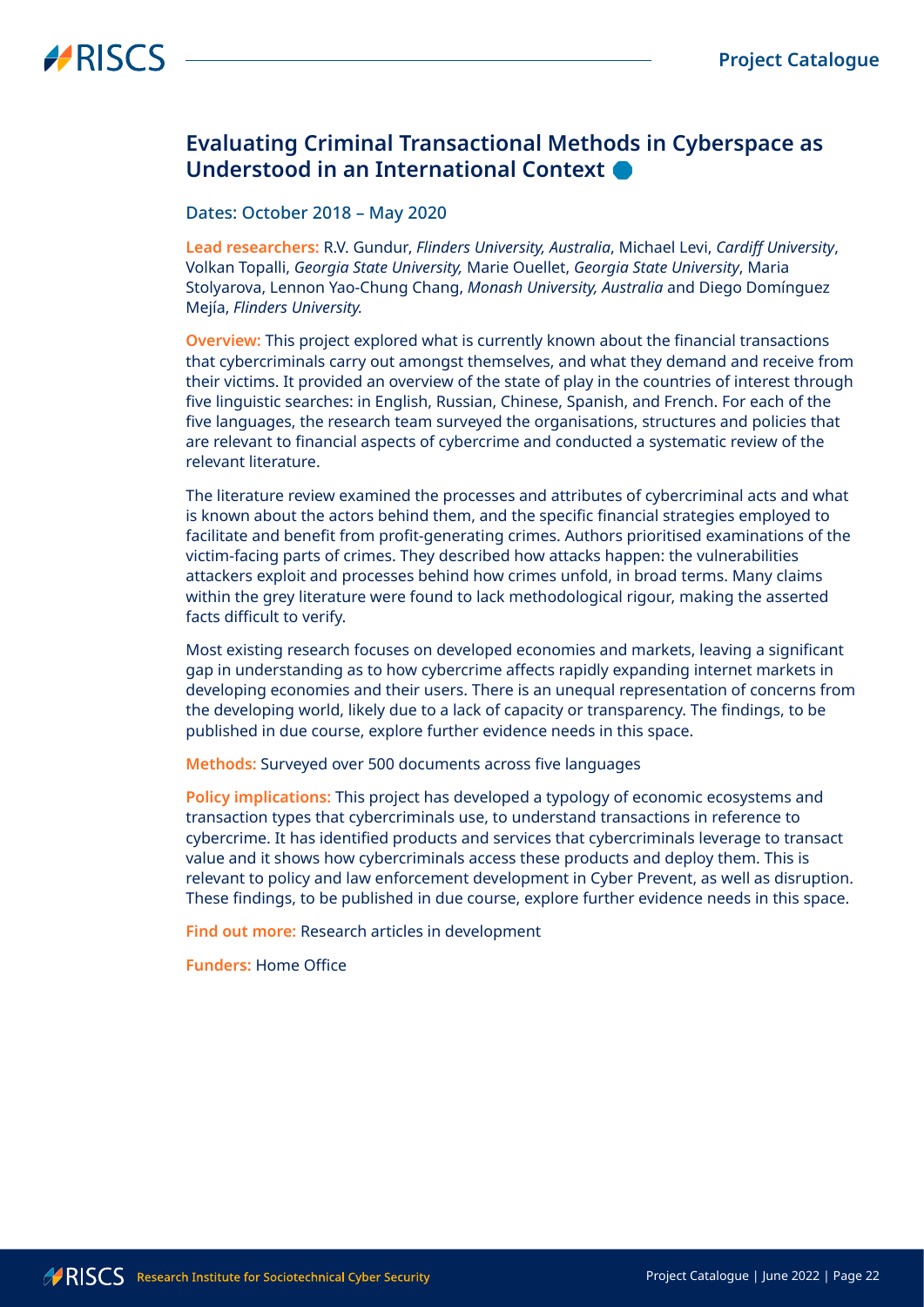## Evaluating Criminal Transactional Methods in Cyberspace as Understood in an International Context

Dates: October 2018 – May 2020

**Lead researchers:** R.V. Gundur, *Flinders University, Australia*, Michael Levi, *Cardiff University*, Volkan Topalli, *Georgia State University,* Marie Ouellet, *Georgia State University*, Maria Stolyarova, Lennon Yao-Chung Chang, *Monash University, Australia* and Diego Domínguez Mejía, *Flinders University.*

**Overview:** This project explored what is currently known about the financial transactions that cybercriminals carry out amongst themselves, and what they demand and receive from their victims. It provided an overview of the state of play in the countries of interest through five linguistic searches: in English, Russian, Chinese, Spanish, and French. For each of the five languages, the research team surveyed the organisations, structures and policies that are relevant to financial aspects of cybercrime and conducted a systematic review of the relevant literature.

The literature review examined the processes and attributes of cybercriminal acts and what is known about the actors behind them, and the specific financial strategies employed to facilitate and benefit from profit-generating crimes. Authors prioritised examinations of the victim-facing parts of crimes. They described how attacks happen: the vulnerabilities attackers exploit and processes behind how crimes unfold, in broad terms. Many claims within the grey literature were found to lack methodological rigour, making the asserted facts difficult to verify.

Most existing research focuses on developed economies and markets, leaving a significant gap in understanding as to how cybercrime affects rapidly expanding internet markets in developing economies and their users. There is an unequal representation of concerns from the developing world, likely due to a lack of capacity or transparency. The findings, to be published in due course, explore further evidence needs in this space.

**Methods:** Surveyed over 500 documents across five languages

**Policy implications:** This project has developed a typology of economic ecosystems and transaction types that cybercriminals use, to understand transactions in reference to cybercrime. It has identified products and services that cybercriminals leverage to transact value and it shows how cybercriminals access these products and deploy them. This is relevant to policy and law enforcement development in Cyber Prevent, as well as disruption. These findings, to be published in due course, explore further evidence needs in this space.

**Find out more:** Research articles in development

**Funders:** Home Office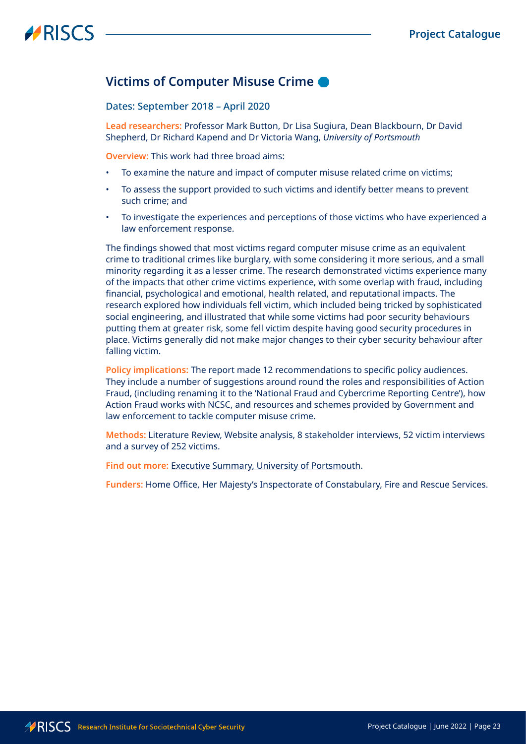## Victims of Computer Misuse Crime

Dates: September 2018 – April 2020

**Lead researchers:** Professor Mark Button, Dr Lisa Sugiura, Dean Blackbourn, Dr David Shepherd, Dr Richard Kapend and Dr Victoria Wang, *University of Portsmouth*

**Overview:** This work had three broad aims:

- To examine the nature and impact of computer misuse related crime on victims;
- To assess the support provided to such victims and identify better means to prevent such crime; and
- To investigate the experiences and perceptions of those victims who have experienced a law enforcement response.

The findings showed that most victims regard computer misuse crime as an equivalent crime to traditional crimes like burglary, with some considering it more serious, and a small minority regarding it as a lesser crime. The research demonstrated victims experience many of the impacts that other crime victims experience, with some overlap with fraud, including financial, psychological and emotional, health related, and reputational impacts. The research explored how individuals fell victim, which included being tricked by sophisticated social engineering, and illustrated that while some victims had poor security behaviours putting them at greater risk, some fell victim despite having good security procedures in place. Victims generally did not make major changes to their cyber security behaviour after falling victim.

**Policy implications:** The report made 12 recommendations to specific policy audiences. They include a number of suggestions around round the roles and responsibilities of Action Fraud, (including renaming it to the 'National Fraud and Cybercrime Reporting Centre'), how Action Fraud works with NCSC, and resources and schemes provided by Government and law enforcement to tackle computer misuse crime.

**Methods:** Literature Review, Website analysis, 8 stakeholder interviews, 52 victim interviews and a survey of 252 victims.

**Find out more:** Executive Summary, University of Portsmouth.

**Funders:** Home Office, Her Majesty's Inspectorate of Constabulary, Fire and Rescue Services.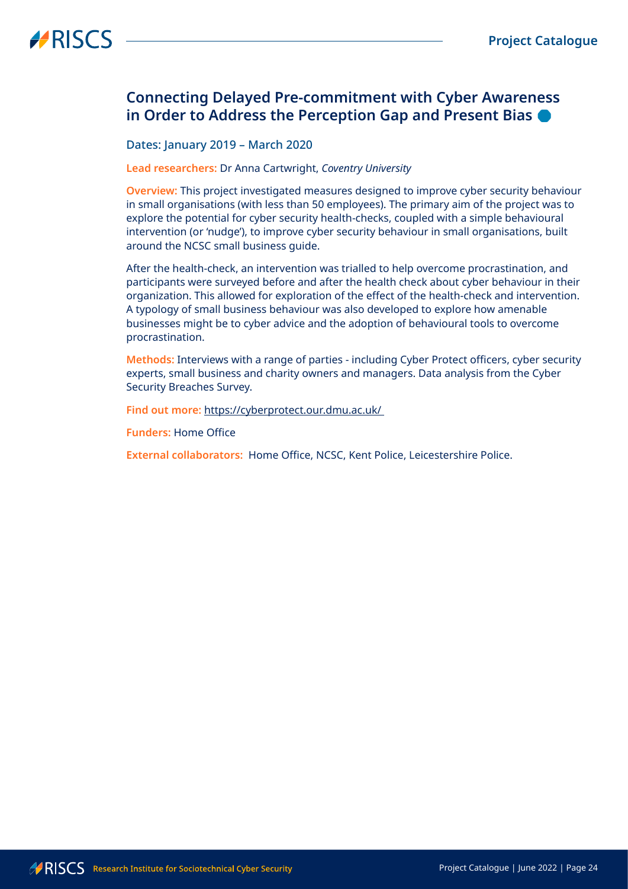## Connecting Delayed Pre-commitment with Cyber Awareness in Order to Address the Perception Gap and Present Bias

Dates: January 2019 – March 2020

**Lead researchers:** Dr Anna Cartwright, *Coventry University*

**Overview:** This project investigated measures designed to improve cyber security behaviour in small organisations (with less than 50 employees). The primary aim of the project was to explore the potential for cyber security health-checks, coupled with a simple behavioural intervention (or 'nudge'), to improve cyber security behaviour in small organisations, built around the NCSC small business guide.

After the health-check, an intervention was trialled to help overcome procrastination, and participants were surveyed before and after the health check about cyber behaviour in their organization. This allowed for exploration of the effect of the health-check and intervention. A typology of small business behaviour was also developed to explore how amenable businesses might be to cyber advice and the adoption of behavioural tools to overcome procrastination.

**Methods:** Interviews with a range of parties - including Cyber Protect officers, cyber security experts, small business and charity owners and managers. Data analysis from the Cyber Security Breaches Survey.

**Find out more:** https://cyberprotect.our.dmu.ac.uk/

**Funders:** Home Office

**External collaborators:** Home Office, NCSC, Kent Police, Leicestershire Police.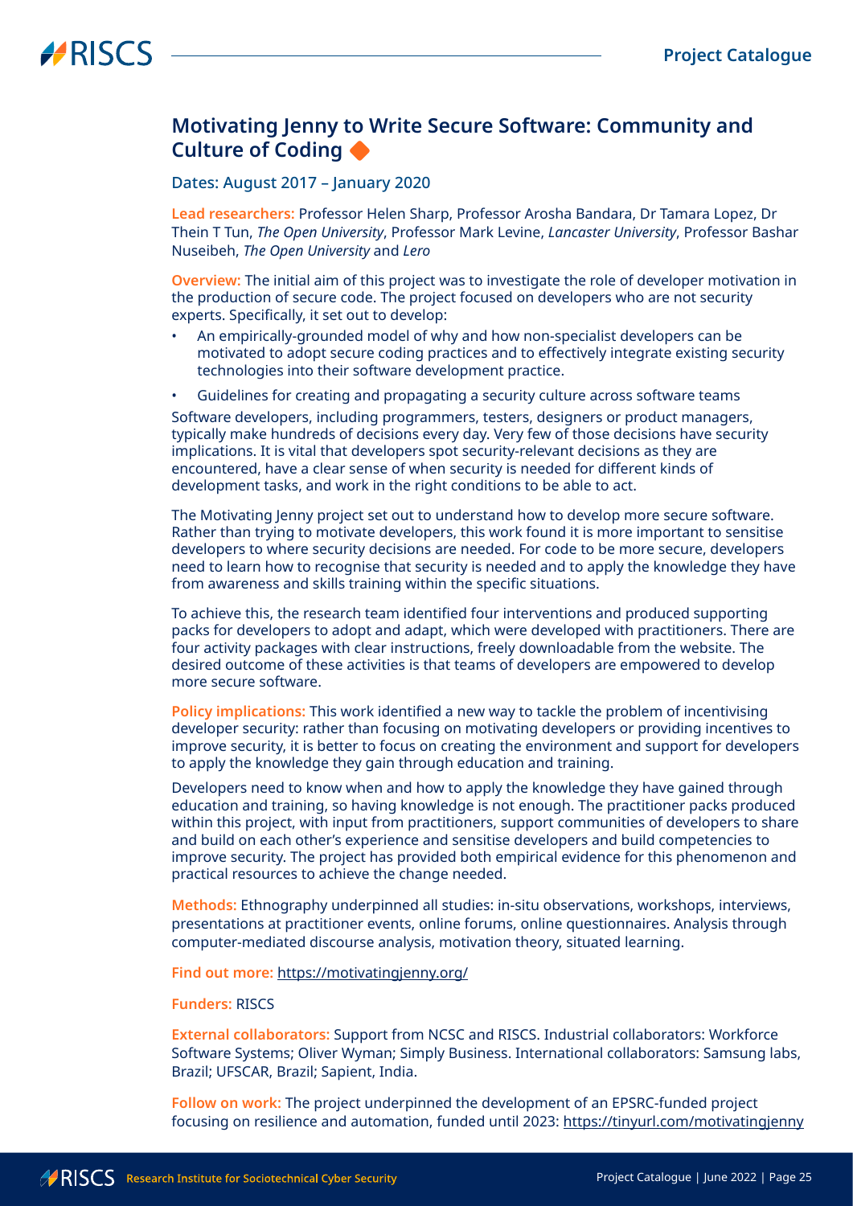## Motivating Jenny to Write Secure Software: Community and Culture of Coding

Dates: August 2017 – January 2020

**Lead researchers:** Professor Helen Sharp, Professor Arosha Bandara, Dr Tamara Lopez, Dr Thein T Tun, *The Open University*, Professor Mark Levine, *Lancaster University*, Professor Bashar Nuseibeh, *The Open University* and *Lero*

**Overview:** The initial aim of this project was to investigate the role of developer motivation in the production of secure code. The project focused on developers who are not security experts. Specifically, it set out to develop:

- An empirically-grounded model of why and how non-specialist developers can be motivated to adopt secure coding practices and to effectively integrate existing security technologies into their software development practice.
- Guidelines for creating and propagating a security culture across software teams

Software developers, including programmers, testers, designers or product managers, typically make hundreds of decisions every day. Very few of those decisions have security implications. It is vital that developers spot security-relevant decisions as they are encountered, have a clear sense of when security is needed for different kinds of development tasks, and work in the right conditions to be able to act.

The Motivating Jenny project set out to understand how to develop more secure software. Rather than trying to motivate developers, this work found it is more important to sensitise developers to where security decisions are needed. For code to be more secure, developers need to learn how to recognise that security is needed and to apply the knowledge they have from awareness and skills training within the specific situations.

To achieve this, the research team identified four interventions and produced supporting packs for developers to adopt and adapt, which were developed with practitioners. There are four activity packages with clear instructions, freely downloadable from the website. The desired outcome of these activities is that teams of developers are empowered to develop more secure software.

**Policy implications:** This work identified a new way to tackle the problem of incentivising developer security: rather than focusing on motivating developers or providing incentives to improve security, it is better to focus on creating the environment and support for developers to apply the knowledge they gain through education and training.

Developers need to know when and how to apply the knowledge they have gained through education and training, so having knowledge is not enough. The practitioner packs produced within this project, with input from practitioners, support communities of developers to share and build on each other's experience and sensitise developers and build competencies to improve security. The project has provided both empirical evidence for this phenomenon and practical resources to achieve the change needed.

**Methods:** Ethnography underpinned all studies: in-situ observations, workshops, interviews, presentations at practitioner events, online forums, online questionnaires. Analysis through computer-mediated discourse analysis, motivation theory, situated learning.

**Find out more:** https://motivatingjenny.org/

**Funders:** RISCS

**External collaborators:** Support from NCSC and RISCS. Industrial collaborators: Workforce Software Systems; Oliver Wyman; Simply Business. International collaborators: Samsung labs, Brazil; UFSCAR, Brazil; Sapient, India.

**Follow on work:** The project underpinned the development of an EPSRC-funded project focusing on resilience and automation, funded until 2023: https://tinyurl.com/motivatingjenny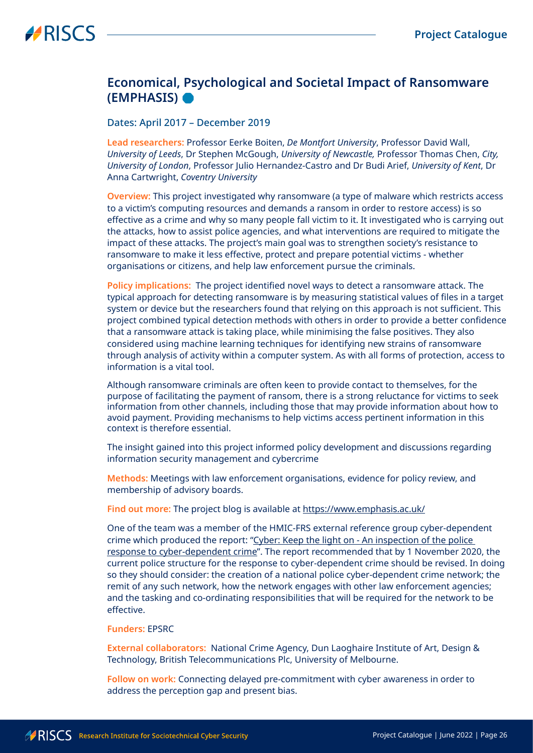## Economical, Psychological and Societal Impact of Ransomware (EMPHASIS)

### Dates: April 2017 – December 2019

**Lead researchers:** Professor Eerke Boiten, *De Montfort University*, Professor David Wall, *University of Leeds*, Dr Stephen McGough, *University of Newcastle,* Professor Thomas Chen, *City, University of London*, Professor Julio Hernandez-Castro and Dr Budi Arief, *University of Kent*, Dr Anna Cartwright, *Coventry University*

**Overview:** This project investigated why ransomware (a type of malware which restricts access to a victim's computing resources and demands a ransom in order to restore access) is so effective as a crime and why so many people fall victim to it. It investigated who is carrying out the attacks, how to assist police agencies, and what interventions are required to mitigate the impact of these attacks. The project's main goal was to strengthen society's resistance to ransomware to make it less effective, protect and prepare potential victims - whether organisations or citizens, and help law enforcement pursue the criminals.

**Policy implications:** The project identified novel ways to detect a ransomware attack. The typical approach for detecting ransomware is by measuring statistical values of files in a target system or device but the researchers found that relying on this approach is not sufficient. This project combined typical detection methods with others in order to provide a better confidence that a ransomware attack is taking place, while minimising the false positives. They also considered using machine learning techniques for identifying new strains of ransomware through analysis of activity within a computer system. As with all forms of protection, access to information is a vital tool.

Although ransomware criminals are often keen to provide contact to themselves, for the purpose of facilitating the payment of ransom, there is a strong reluctance for victims to seek information from other channels, including those that may provide information about how to avoid payment. Providing mechanisms to help victims access pertinent information in this context is therefore essential.

The insight gained into this project informed policy development and discussions regarding information security management and cybercrime

**Methods:** Meetings with law enforcement organisations, evidence for policy review, and membership of advisory boards.

**Find out more:** The project blog is available at https://www.emphasis.ac.uk/

One of the team was a member of the HMIC-FRS external reference group cyber-dependent crime which produced the report: "Cyber: Keep the light on - An inspection of the police response to cyber-dependent crime". The report recommended that by 1 November 2020, the current police structure for the response to cyber-dependent crime should be revised. In doing so they should consider: the creation of a national police cyber-dependent crime network; the remit of any such network, how the network engages with other law enforcement agencies; and the tasking and co-ordinating responsibilities that will be required for the network to be effective.

**Funders:** EPSRC

**External collaborators:** National Crime Agency, Dun Laoghaire Institute of Art, Design & Technology, British Telecommunications Plc, University of Melbourne.

**Follow on work:** Connecting delayed pre-commitment with cyber awareness in order to address the perception gap and present bias.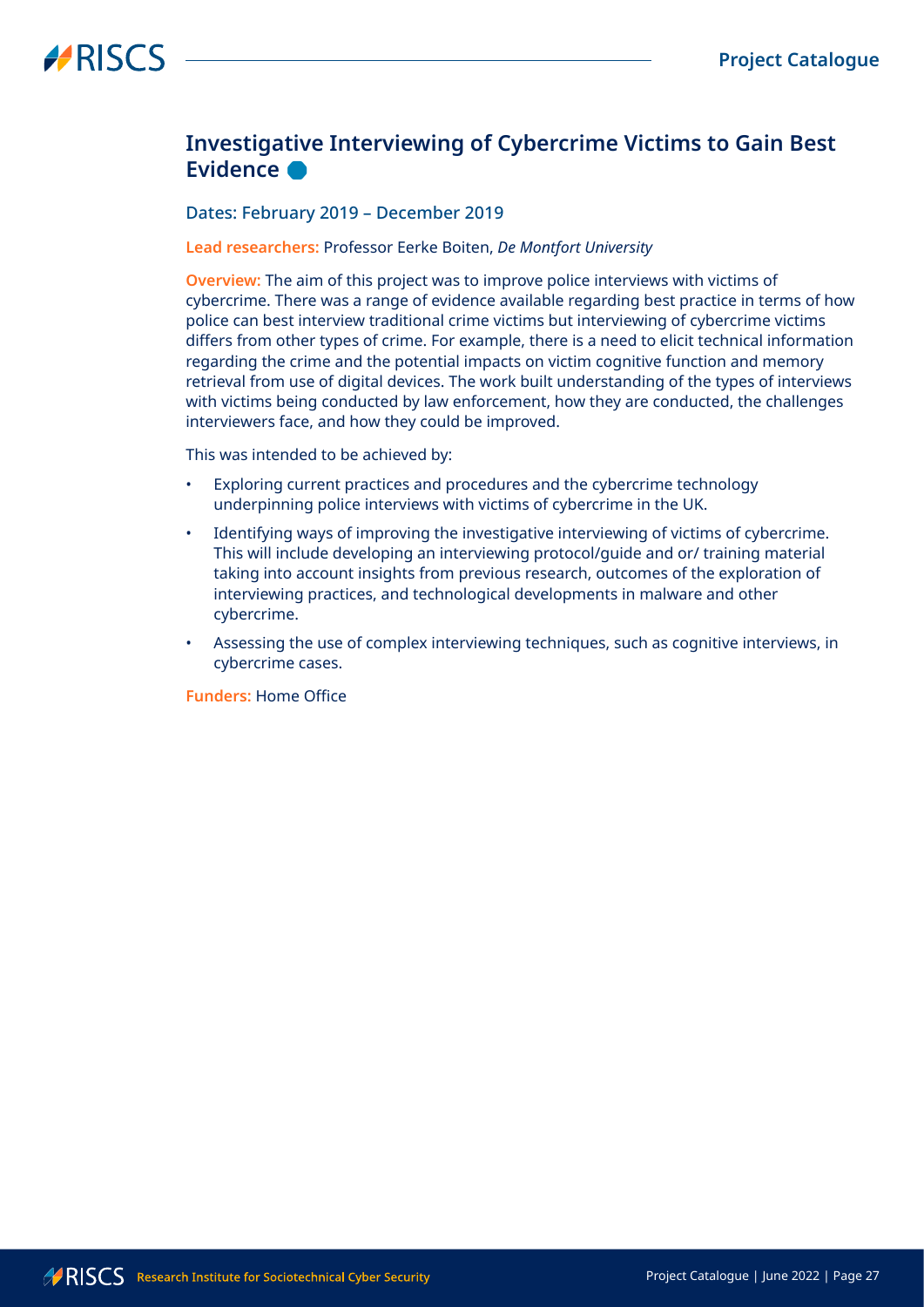## Investigative Interviewing of Cybercrime Victims to Gain Best Evidence

### Dates: February 2019 – December 2019

**Lead researchers:** Professor Eerke Boiten, *De Montfort University*

**Overview:** The aim of this project was to improve police interviews with victims of cybercrime. There was a range of evidence available regarding best practice in terms of how police can best interview traditional crime victims but interviewing of cybercrime victims differs from other types of crime. For example, there is a need to elicit technical information regarding the crime and the potential impacts on victim cognitive function and memory retrieval from use of digital devices. The work built understanding of the types of interviews with victims being conducted by law enforcement, how they are conducted, the challenges interviewers face, and how they could be improved.

This was intended to be achieved by:

- Exploring current practices and procedures and the cybercrime technology underpinning police interviews with victims of cybercrime in the UK.
- Identifying ways of improving the investigative interviewing of victims of cybercrime. This will include developing an interviewing protocol/guide and or/ training material taking into account insights from previous research, outcomes of the exploration of interviewing practices, and technological developments in malware and other cybercrime.
- Assessing the use of complex interviewing techniques, such as cognitive interviews, in cybercrime cases.

**Funders:** Home Office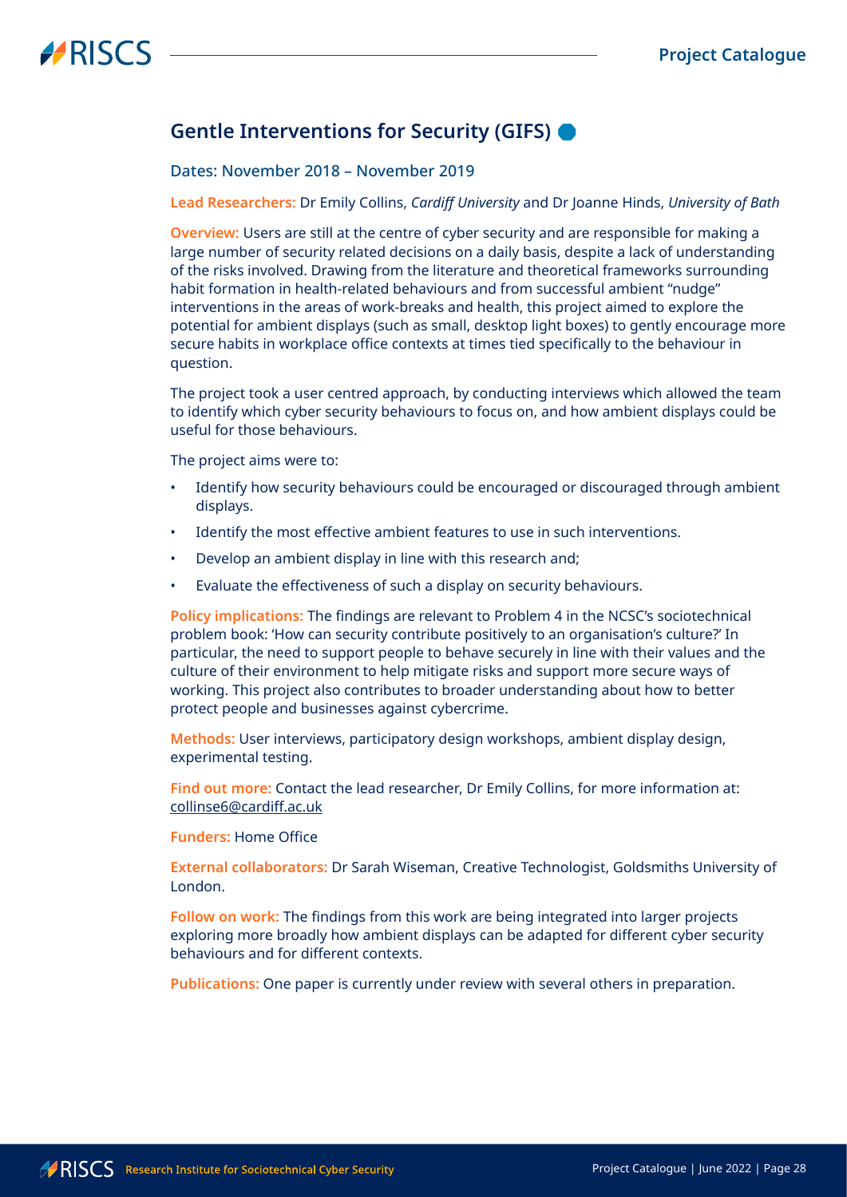## Gentle Interventions for Security (GIFS)

Dates: November 2018 – November 2019

**Lead Researchers:** Dr Emily Collins, *Cardiff University* and Dr Joanne Hinds, *University of Bath*

**Overview:** Users are still at the centre of cyber security and are responsible for making a large number of security related decisions on a daily basis, despite a lack of understanding of the risks involved. Drawing from the literature and theoretical frameworks surrounding habit formation in health-related behaviours and from successful ambient "nudge" interventions in the areas of work-breaks and health, this project aimed to explore the potential for ambient displays (such as small, desktop light boxes) to gently encourage more secure habits in workplace office contexts at times tied specifically to the behaviour in question.

The project took a user centred approach, by conducting interviews which allowed the team to identify which cyber security behaviours to focus on, and how ambient displays could be useful for those behaviours.

The project aims were to:

- Identify how security behaviours could be encouraged or discouraged through ambient displays.
- Identify the most effective ambient features to use in such interventions.
- Develop an ambient display in line with this research and;
- Evaluate the effectiveness of such a display on security behaviours.

**Policy implications:** The findings are relevant to Problem 4 in the NCSC's sociotechnical problem book: 'How can security contribute positively to an organisation's culture?' In particular, the need to support people to behave securely in line with their values and the culture of their environment to help mitigate risks and support more secure ways of working. This project also contributes to broader understanding about how to better protect people and businesses against cybercrime.

**Methods:** User interviews, participatory design workshops, ambient display design, experimental testing.

**Find out more:** Contact the lead researcher, Dr Emily Collins, for more information at: collinse6@cardiff.ac.uk

**Funders:** Home Office

**External collaborators:** Dr Sarah Wiseman, Creative Technologist, Goldsmiths University of London.

**Follow on work:** The findings from this work are being integrated into larger projects exploring more broadly how ambient displays can be adapted for different cyber security behaviours and for different contexts.

**Publications:** One paper is currently under review with several others in preparation.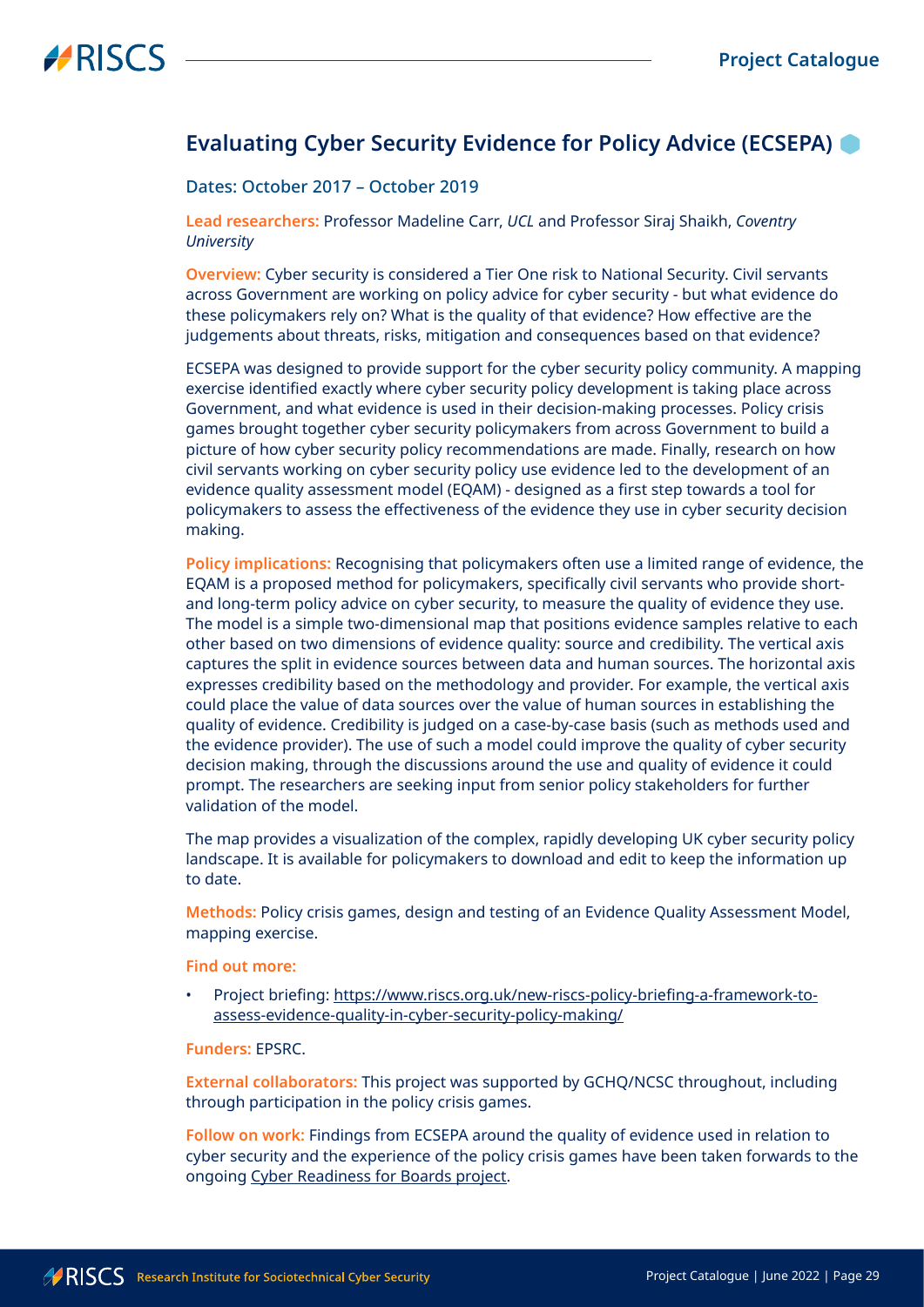## Evaluating Cyber Security Evidence for Policy Advice (ECSEPA)

Dates: October 2017 – October 2019

**Lead researchers:** Professor Madeline Carr, *UCL* and Professor Siraj Shaikh, *Coventry University*

**Overview:** Cyber security is considered a Tier One risk to National Security. Civil servants across Government are working on policy advice for cyber security - but what evidence do these policymakers rely on? What is the quality of that evidence? How effective are the judgements about threats, risks, mitigation and consequences based on that evidence?

ECSEPA was designed to provide support for the cyber security policy community. A mapping exercise identified exactly where cyber security policy development is taking place across Government, and what evidence is used in their decision-making processes. Policy crisis games brought together cyber security policymakers from across Government to build a picture of how cyber security policy recommendations are made. Finally, research on how civil servants working on cyber security policy use evidence led to the development of an evidence quality assessment model (EQAM) - designed as a first step towards a tool for policymakers to assess the effectiveness of the evidence they use in cyber security decision making.

**Policy implications:** Recognising that policymakers often use a limited range of evidence, the EQAM is a proposed method for policymakers, specifically civil servants who provide short- and long-term policy advice on cyber security, to measure the quality of evidence they use. The model is a simple two-dimensional map that positions evidence samples relative to each other based on two dimensions of evidence quality: source and credibility. The vertical axis captures the split in evidence sources between data and human sources. The horizontal axis expresses credibility based on the methodology and provider. For example, the vertical axis could place the value of data sources over the value of human sources in establishing the quality of evidence. Credibility is judged on a case-by-case basis (such as methods used and the evidence provider). The use of such a model could improve the quality of cyber security decision making, through the discussions around the use and quality of evidence it could prompt. The researchers are seeking input from senior policy stakeholders for further validation of the model.

The map provides a visualization of the complex, rapidly developing UK cyber security policy landscape. It is available for policymakers to download and edit to keep the information up to date.

**Methods:** Policy crisis games, design and testing of an Evidence Quality Assessment Model, mapping exercise.

**Find out more:**

- Project briefing: https://www.riscs.org.uk/new-riscs-policy-briefing-a-framework-to-assess-evidence-quality-in-cyber-security-policy-making/

**Funders:** EPSRC.

**External collaborators:** This project was supported by GCHQ/NCSC throughout, including through participation in the policy crisis games.

**Follow on work:** Findings from ECSEPA around the quality of evidence used in relation to cyber security and the experience of the policy crisis games have been taken forwards to the ongoing Cyber Readiness for Boards project.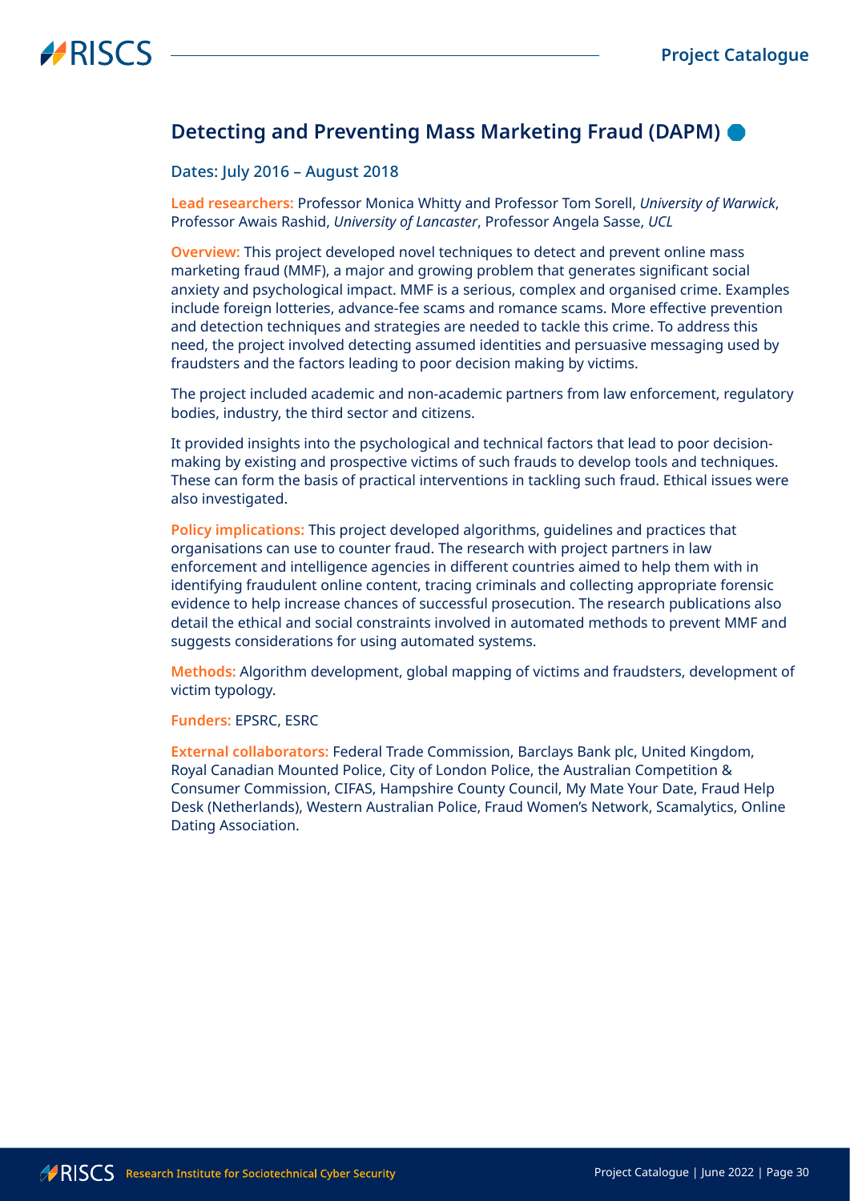## Detecting and Preventing Mass Marketing Fraud (DAPM)

Dates: July 2016 – August 2018

**Lead researchers:** Professor Monica Whitty and Professor Tom Sorell, *University of Warwick*, Professor Awais Rashid, *University of Lancaster*, Professor Angela Sasse, *UCL*

**Overview:** This project developed novel techniques to detect and prevent online mass marketing fraud (MMF), a major and growing problem that generates significant social anxiety and psychological impact. MMF is a serious, complex and organised crime. Examples include foreign lotteries, advance-fee scams and romance scams. More effective prevention and detection techniques and strategies are needed to tackle this crime. To address this need, the project involved detecting assumed identities and persuasive messaging used by fraudsters and the factors leading to poor decision making by victims.

The project included academic and non-academic partners from law enforcement, regulatory bodies, industry, the third sector and citizens.

It provided insights into the psychological and technical factors that lead to poor decision-making by existing and prospective victims of such frauds to develop tools and techniques. These can form the basis of practical interventions in tackling such fraud. Ethical issues were also investigated.

**Policy implications:** This project developed algorithms, guidelines and practices that organisations can use to counter fraud. The research with project partners in law enforcement and intelligence agencies in different countries aimed to help them with in identifying fraudulent online content, tracing criminals and collecting appropriate forensic evidence to help increase chances of successful prosecution. The research publications also detail the ethical and social constraints involved in automated methods to prevent MMF and suggests considerations for using automated systems.

**Methods:** Algorithm development, global mapping of victims and fraudsters, development of victim typology.

**Funders:** EPSRC, ESRC

**External collaborators:** Federal Trade Commission, Barclays Bank plc, United Kingdom, Royal Canadian Mounted Police, City of London Police, the Australian Competition & Consumer Commission, CIFAS, Hampshire County Council, My Mate Your Date, Fraud Help Desk (Netherlands), Western Australian Police, Fraud Women's Network, Scamalytics, Online Dating Association.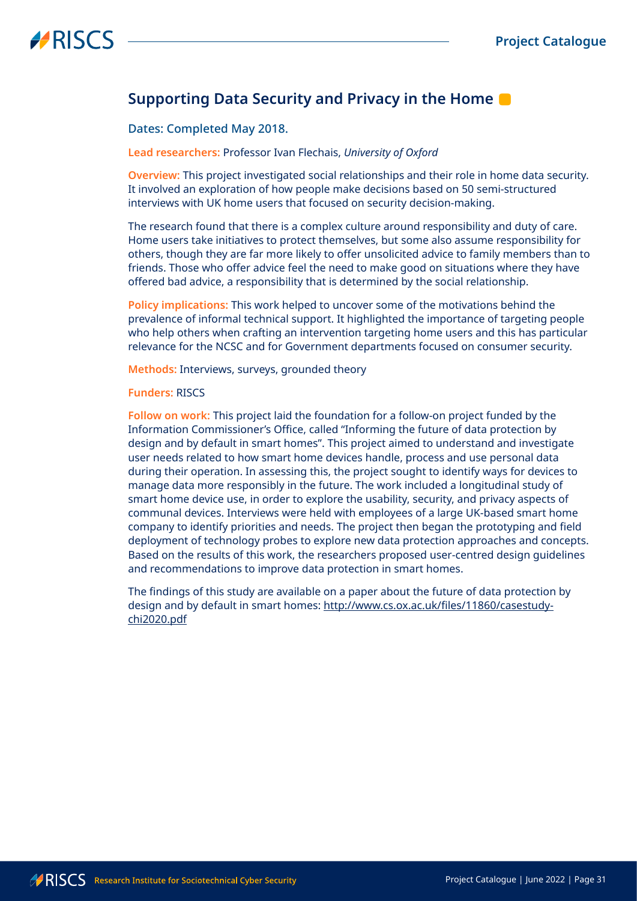## Supporting Data Security and Privacy in the Home

Dates: Completed May 2018.

**Lead researchers:** Professor Ivan Flechais, *University of Oxford*

**Overview:** This project investigated social relationships and their role in home data security. It involved an exploration of how people make decisions based on 50 semi-structured interviews with UK home users that focused on security decision-making.

The research found that there is a complex culture around responsibility and duty of care. Home users take initiatives to protect themselves, but some also assume responsibility for others, though they are far more likely to offer unsolicited advice to family members than to friends. Those who offer advice feel the need to make good on situations where they have offered bad advice, a responsibility that is determined by the social relationship.

**Policy implications:** This work helped to uncover some of the motivations behind the prevalence of informal technical support. It highlighted the importance of targeting people who help others when crafting an intervention targeting home users and this has particular relevance for the NCSC and for Government departments focused on consumer security.

**Methods:** Interviews, surveys, grounded theory

**Funders:** RISCS

**Follow on work:** This project laid the foundation for a follow-on project funded by the Information Commissioner's Office, called "Informing the future of data protection by design and by default in smart homes". This project aimed to understand and investigate user needs related to how smart home devices handle, process and use personal data during their operation. In assessing this, the project sought to identify ways for devices to manage data more responsibly in the future. The work included a longitudinal study of smart home device use, in order to explore the usability, security, and privacy aspects of communal devices. Interviews were held with employees of a large UK-based smart home company to identify priorities and needs. The project then began the prototyping and field deployment of technology probes to explore new data protection approaches and concepts. Based on the results of this work, the researchers proposed user-centred design guidelines and recommendations to improve data protection in smart homes.

The findings of this study are available on a paper about the future of data protection by design and by default in smart homes: http://www.cs.ox.ac.uk/files/11860/casestudy-chi2020.pdf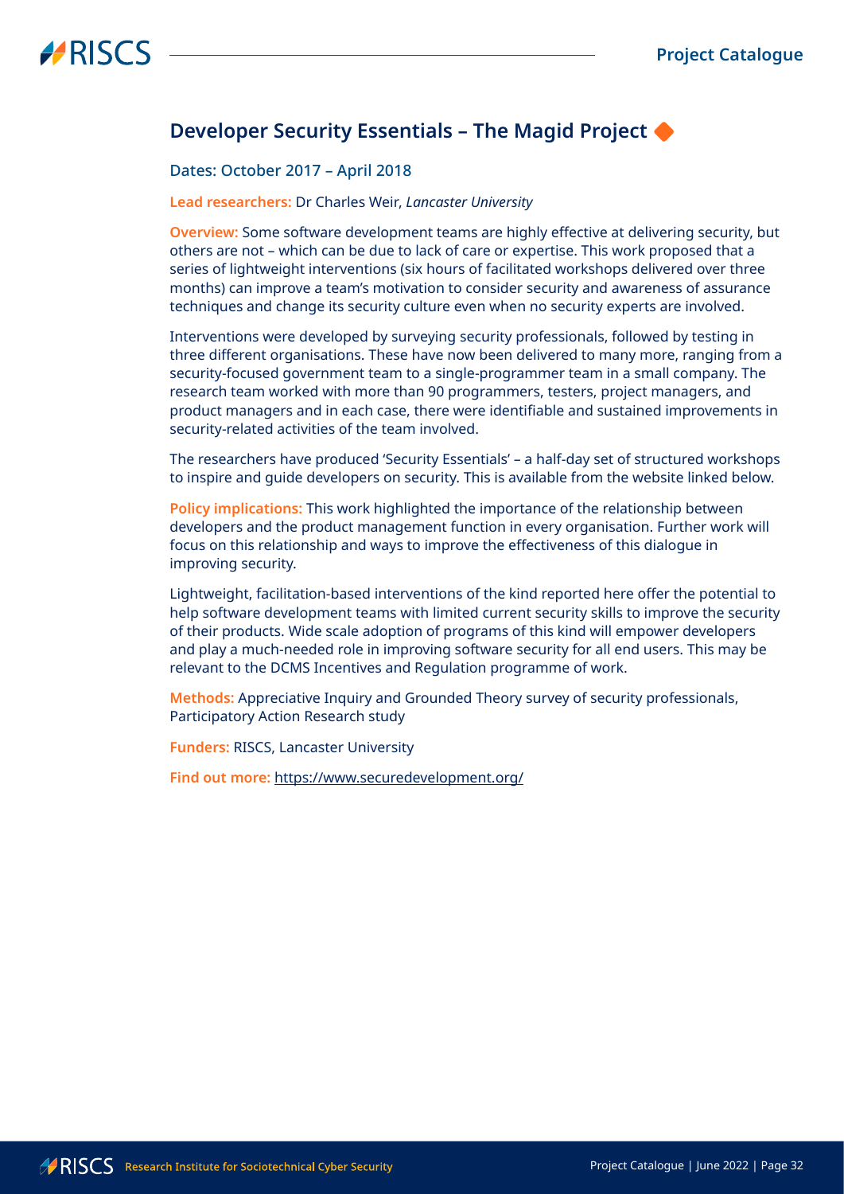## Developer Security Essentials – The Magid Project

Dates: October 2017 – April 2018

**Lead researchers:** Dr Charles Weir, *Lancaster University*

**Overview:** Some software development teams are highly effective at delivering security, but others are not – which can be due to lack of care or expertise. This work proposed that a series of lightweight interventions (six hours of facilitated workshops delivered over three months) can improve a team's motivation to consider security and awareness of assurance techniques and change its security culture even when no security experts are involved.

Interventions were developed by surveying security professionals, followed by testing in three different organisations. These have now been delivered to many more, ranging from a security-focused government team to a single-programmer team in a small company. The research team worked with more than 90 programmers, testers, project managers, and product managers and in each case, there were identifiable and sustained improvements in security-related activities of the team involved.

The researchers have produced 'Security Essentials' – a half-day set of structured workshops to inspire and guide developers on security. This is available from the website linked below.

**Policy implications:** This work highlighted the importance of the relationship between developers and the product management function in every organisation. Further work will focus on this relationship and ways to improve the effectiveness of this dialogue in improving security.

Lightweight, facilitation-based interventions of the kind reported here offer the potential to help software development teams with limited current security skills to improve the security of their products. Wide scale adoption of programs of this kind will empower developers and play a much-needed role in improving software security for all end users. This may be relevant to the DCMS Incentives and Regulation programme of work.

**Methods:** Appreciative Inquiry and Grounded Theory survey of security professionals, Participatory Action Research study

**Funders:** RISCS, Lancaster University

**Find out more:** https://www.securedevelopment.org/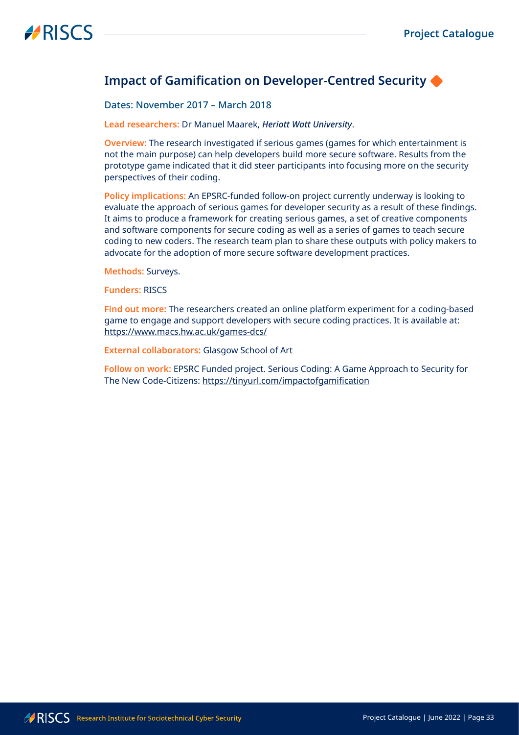## Impact of Gamification on Developer-Centred Security

Dates: November 2017 – March 2018

**Lead researchers:** Dr Manuel Maarek, ***Heriott Watt University***.

**Overview:** The research investigated if serious games (games for which entertainment is not the main purpose) can help developers build more secure software. Results from the prototype game indicated that it did steer participants into focusing more on the security perspectives of their coding.

**Policy implications:** An EPSRC-funded follow-on project currently underway is looking to evaluate the approach of serious games for developer security as a result of these findings. It aims to produce a framework for creating serious games, a set of creative components and software components for secure coding as well as a series of games to teach secure coding to new coders. The research team plan to share these outputs with policy makers to advocate for the adoption of more secure software development practices.

**Methods:** Surveys.

**Funders:** RISCS

**Find out more:** The researchers created an online platform experiment for a coding-based game to engage and support developers with secure coding practices. It is available at: https://www.macs.hw.ac.uk/games-dcs/

**External collaborators:** Glasgow School of Art

**Follow on work:** EPSRC Funded project. Serious Coding: A Game Approach to Security for The New Code-Citizens: https://tinyurl.com/impactofgamification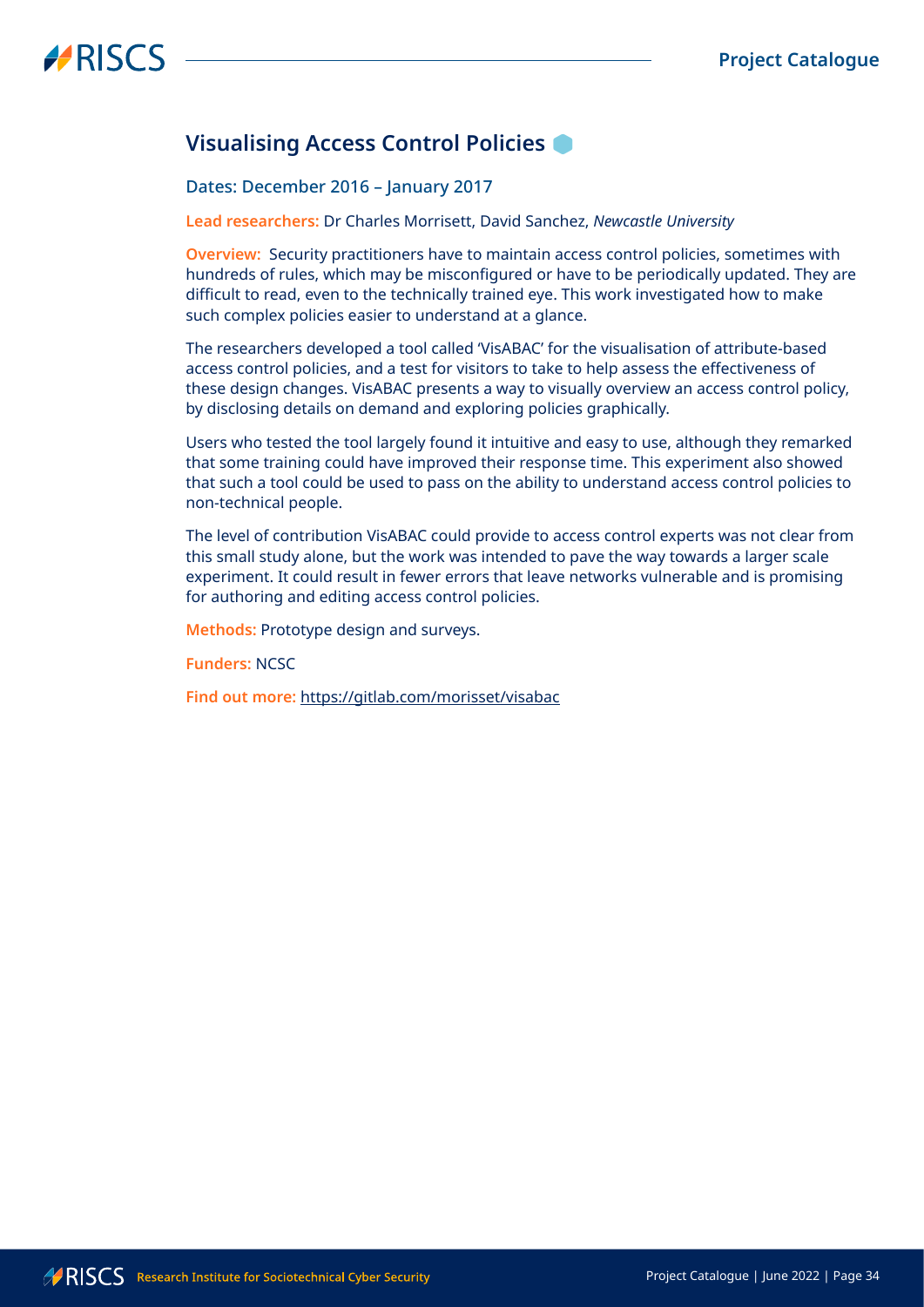## Visualising Access Control Policies

Dates: December 2016 – January 2017

**Lead researchers:** Dr Charles Morrisett, David Sanchez, *Newcastle University*

**Overview:** Security practitioners have to maintain access control policies, sometimes with hundreds of rules, which may be misconfigured or have to be periodically updated. They are difficult to read, even to the technically trained eye. This work investigated how to make such complex policies easier to understand at a glance.

The researchers developed a tool called 'VisABAC' for the visualisation of attribute-based access control policies, and a test for visitors to take to help assess the effectiveness of these design changes. VisABAC presents a way to visually overview an access control policy, by disclosing details on demand and exploring policies graphically.

Users who tested the tool largely found it intuitive and easy to use, although they remarked that some training could have improved their response time. This experiment also showed that such a tool could be used to pass on the ability to understand access control policies to non-technical people.

The level of contribution VisABAC could provide to access control experts was not clear from this small study alone, but the work was intended to pave the way towards a larger scale experiment. It could result in fewer errors that leave networks vulnerable and is promising for authoring and editing access control policies.

**Methods:** Prototype design and surveys.

**Funders:** NCSC

**Find out more:** https://gitlab.com/morisset/visabac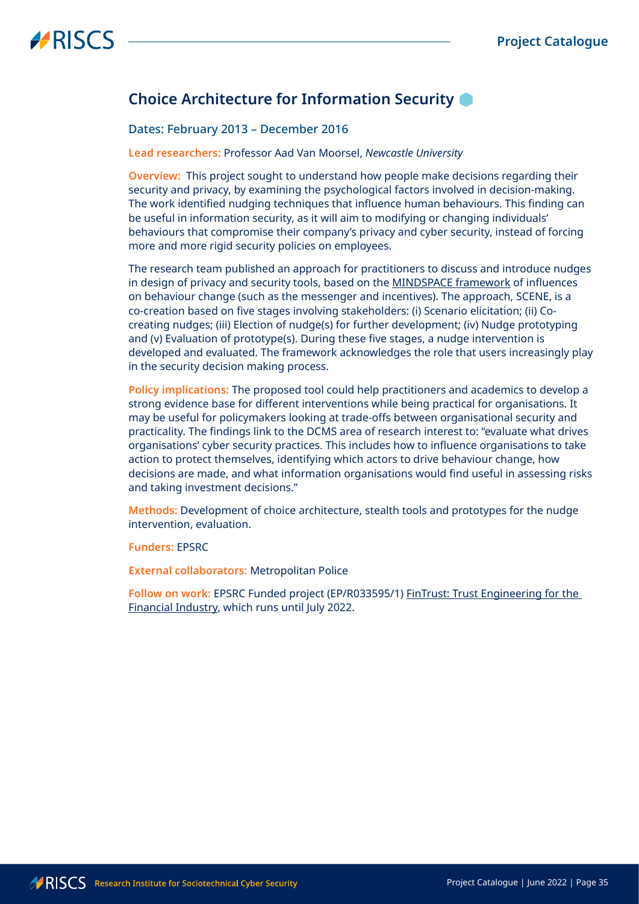## Choice Architecture for Information Security

### Dates: February 2013 – December 2016

**Lead researchers:** Professor Aad Van Moorsel, *Newcastle University*

**Overview:** This project sought to understand how people make decisions regarding their security and privacy, by examining the psychological factors involved in decision-making. The work identified nudging techniques that influence human behaviours. This finding can be useful in information security, as it will aim to modifying or changing individuals' behaviours that compromise their company's privacy and cyber security, instead of forcing more and more rigid security policies on employees.

The research team published an approach for practitioners to discuss and introduce nudges in design of privacy and security tools, based on the MINDSPACE framework of influences on behaviour change (such as the messenger and incentives). The approach, SCENE, is a co-creation based on five stages involving stakeholders: (i) Scenario elicitation; (ii) Co-creating nudges; (iii) Election of nudge(s) for further development; (iv) Nudge prototyping and (v) Evaluation of prototype(s). During these five stages, a nudge intervention is developed and evaluated. The framework acknowledges the role that users increasingly play in the security decision making process.

**Policy implications:** The proposed tool could help practitioners and academics to develop a strong evidence base for different interventions while being practical for organisations. It may be useful for policymakers looking at trade-offs between organisational security and practicality. The findings link to the DCMS area of research interest to: "evaluate what drives organisations' cyber security practices. This includes how to influence organisations to take action to protect themselves, identifying which actors to drive behaviour change, how decisions are made, and what information organisations would find useful in assessing risks and taking investment decisions."

**Methods:** Development of choice architecture, stealth tools and prototypes for the nudge intervention, evaluation.

**Funders:** EPSRC

**External collaborators:** Metropolitan Police

**Follow on work:** EPSRC Funded project (EP/R033595/1) FinTrust: Trust Engineering for the Financial Industry, which runs until July 2022.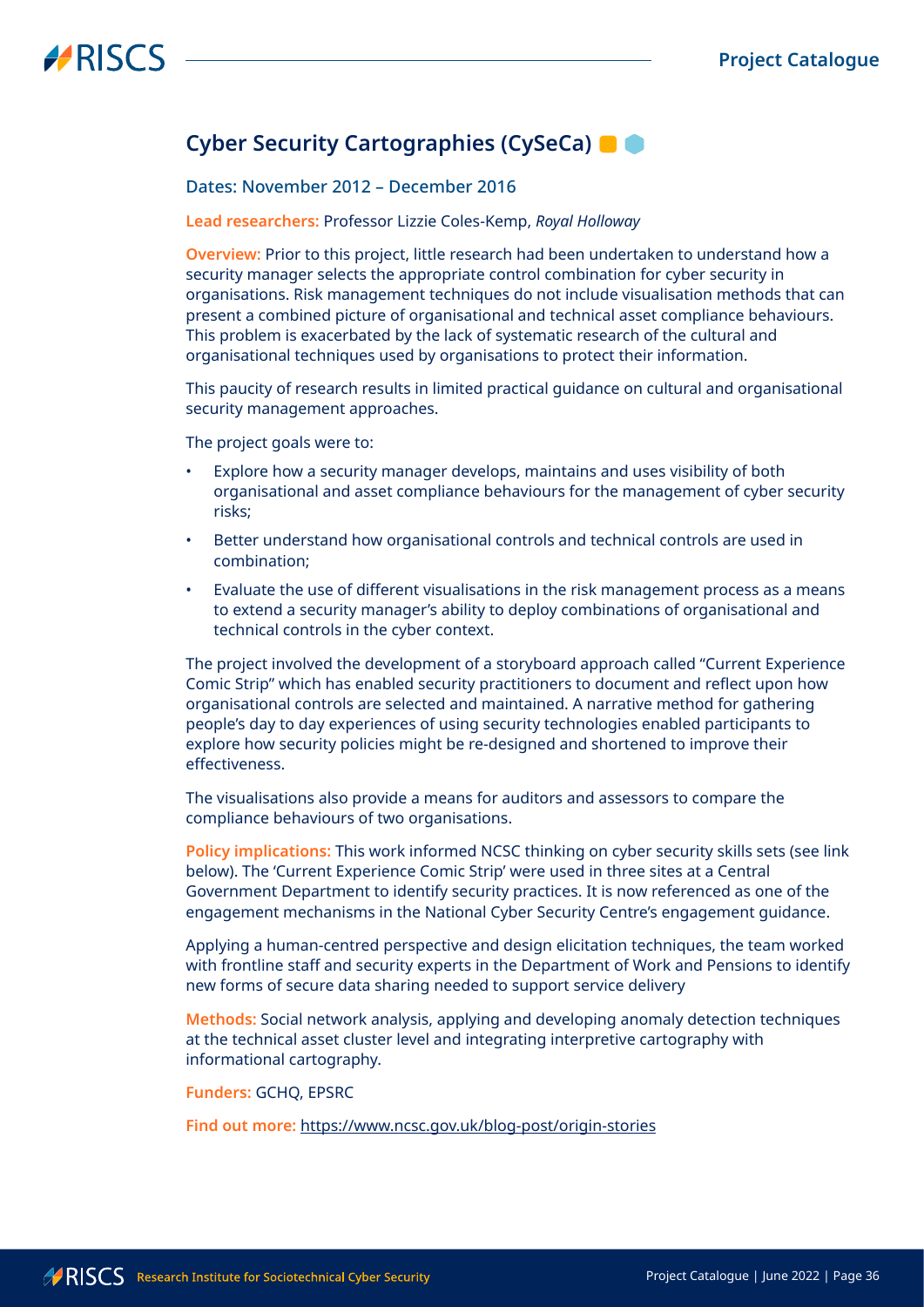## Cyber Security Cartographies (CySeCa)

### Dates: November 2012 – December 2016

**Lead researchers:** Professor Lizzie Coles-Kemp, *Royal Holloway*

**Overview:** Prior to this project, little research had been undertaken to understand how a security manager selects the appropriate control combination for cyber security in organisations. Risk management techniques do not include visualisation methods that can present a combined picture of organisational and technical asset compliance behaviours. This problem is exacerbated by the lack of systematic research of the cultural and organisational techniques used by organisations to protect their information.

This paucity of research results in limited practical guidance on cultural and organisational security management approaches.

The project goals were to:

- Explore how a security manager develops, maintains and uses visibility of both organisational and asset compliance behaviours for the management of cyber security risks;
- Better understand how organisational controls and technical controls are used in combination;
- Evaluate the use of different visualisations in the risk management process as a means to extend a security manager's ability to deploy combinations of organisational and technical controls in the cyber context.

The project involved the development of a storyboard approach called "Current Experience Comic Strip" which has enabled security practitioners to document and reflect upon how organisational controls are selected and maintained. A narrative method for gathering people's day to day experiences of using security technologies enabled participants to explore how security policies might be re-designed and shortened to improve their effectiveness.

The visualisations also provide a means for auditors and assessors to compare the compliance behaviours of two organisations.

**Policy implications:** This work informed NCSC thinking on cyber security skills sets (see link below). The 'Current Experience Comic Strip' were used in three sites at a Central Government Department to identify security practices. It is now referenced as one of the engagement mechanisms in the National Cyber Security Centre's engagement guidance.

Applying a human-centred perspective and design elicitation techniques, the team worked with frontline staff and security experts in the Department of Work and Pensions to identify new forms of secure data sharing needed to support service delivery

**Methods:** Social network analysis, applying and developing anomaly detection techniques at the technical asset cluster level and integrating interpretive cartography with informational cartography.

**Funders:** GCHQ, EPSRC

**Find out more:** https://www.ncsc.gov.uk/blog-post/origin-stories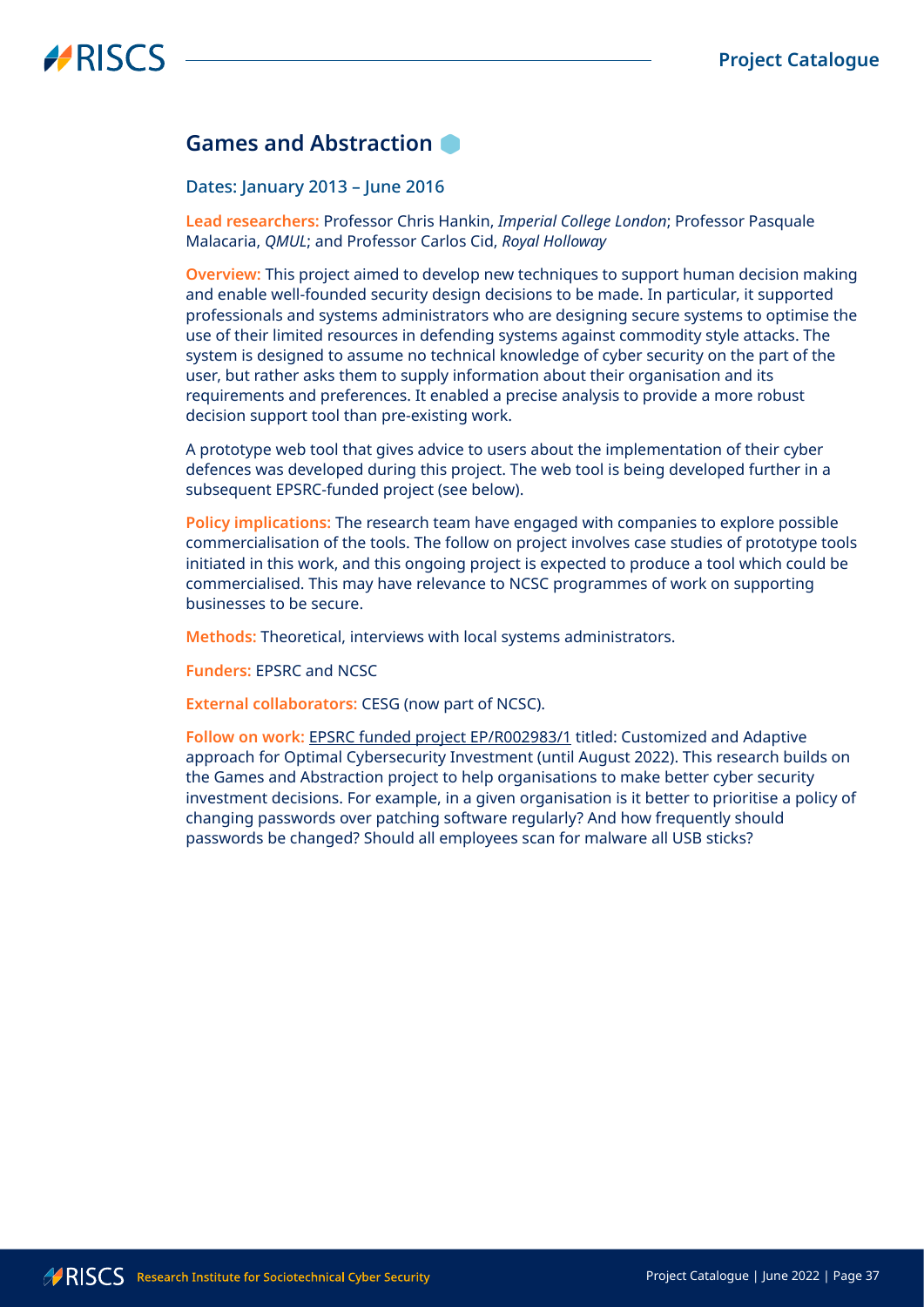## Games and Abstraction

Dates: January 2013 – June 2016

**Lead researchers:** Professor Chris Hankin, *Imperial College London*; Professor Pasquale Malacaria, *QMUL*; and Professor Carlos Cid, *Royal Holloway*

**Overview:** This project aimed to develop new techniques to support human decision making and enable well-founded security design decisions to be made. In particular, it supported professionals and systems administrators who are designing secure systems to optimise the use of their limited resources in defending systems against commodity style attacks. The system is designed to assume no technical knowledge of cyber security on the part of the user, but rather asks them to supply information about their organisation and its requirements and preferences. It enabled a precise analysis to provide a more robust decision support tool than pre-existing work.

A prototype web tool that gives advice to users about the implementation of their cyber defences was developed during this project. The web tool is being developed further in a subsequent EPSRC-funded project (see below).

**Policy implications:** The research team have engaged with companies to explore possible commercialisation of the tools. The follow on project involves case studies of prototype tools initiated in this work, and this ongoing project is expected to produce a tool which could be commercialised. This may have relevance to NCSC programmes of work on supporting businesses to be secure.

**Methods:** Theoretical, interviews with local systems administrators.

**Funders:** EPSRC and NCSC

**External collaborators:** CESG (now part of NCSC).

**Follow on work:** EPSRC funded project EP/R002983/1 titled: Customized and Adaptive approach for Optimal Cybersecurity Investment (until August 2022). This research builds on the Games and Abstraction project to help organisations to make better cyber security investment decisions. For example, in a given organisation is it better to prioritise a policy of changing passwords over patching software regularly? And how frequently should passwords be changed? Should all employees scan for malware all USB sticks?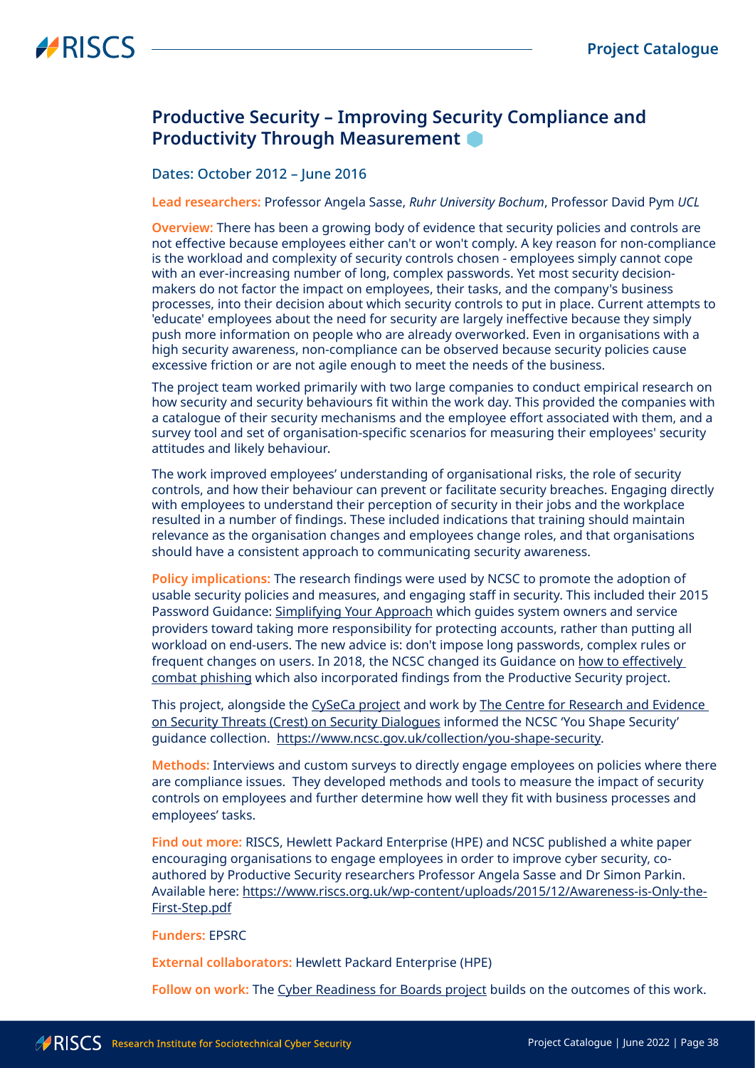## Productive Security – Improving Security Compliance and Productivity Through Measurement

Dates: October 2012 – June 2016

**Lead researchers:** Professor Angela Sasse, *Ruhr University Bochum*, Professor David Pym *UCL*

**Overview:** There has been a growing body of evidence that security policies and controls are not effective because employees either can't or won't comply. A key reason for non-compliance is the workload and complexity of security controls chosen - employees simply cannot cope with an ever-increasing number of long, complex passwords. Yet most security decision-makers do not factor the impact on employees, their tasks, and the company's business processes, into their decision about which security controls to put in place. Current attempts to 'educate' employees about the need for security are largely ineffective because they simply push more information on people who are already overworked. Even in organisations with a high security awareness, non-compliance can be observed because security policies cause excessive friction or are not agile enough to meet the needs of the business.

The project team worked primarily with two large companies to conduct empirical research on how security and security behaviours fit within the work day. This provided the companies with a catalogue of their security mechanisms and the employee effort associated with them, and a survey tool and set of organisation-specific scenarios for measuring their employees' security attitudes and likely behaviour.

The work improved employees' understanding of organisational risks, the role of security controls, and how their behaviour can prevent or facilitate security breaches. Engaging directly with employees to understand their perception of security in their jobs and the workplace resulted in a number of findings. These included indications that training should maintain relevance as the organisation changes and employees change roles, and that organisations should have a consistent approach to communicating security awareness.

**Policy implications:** The research findings were used by NCSC to promote the adoption of usable security policies and measures, and engaging staff in security. This included their 2015 Password Guidance: Simplifying Your Approach which guides system owners and service providers toward taking more responsibility for protecting accounts, rather than putting all workload on end-users. The new advice is: don't impose long passwords, complex rules or frequent changes on users. In 2018, the NCSC changed its Guidance on how to effectively combat phishing which also incorporated findings from the Productive Security project.

This project, alongside the CySeCa project and work by The Centre for Research and Evidence on Security Threats (Crest) on Security Dialogues informed the NCSC 'You Shape Security' guidance collection. https://www.ncsc.gov.uk/collection/you-shape-security.

**Methods:** Interviews and custom surveys to directly engage employees on policies where there are compliance issues. They developed methods and tools to measure the impact of security controls on employees and further determine how well they fit with business processes and employees' tasks.

**Find out more:** RISCS, Hewlett Packard Enterprise (HPE) and NCSC published a white paper encouraging organisations to engage employees in order to improve cyber security, co-authored by Productive Security researchers Professor Angela Sasse and Dr Simon Parkin. Available here: https://www.riscs.org.uk/wp-content/uploads/2015/12/Awareness-is-Only-the-First-Step.pdf

**Funders:** EPSRC

**External collaborators:** Hewlett Packard Enterprise (HPE)

**Follow on work:** The Cyber Readiness for Boards project builds on the outcomes of this work.